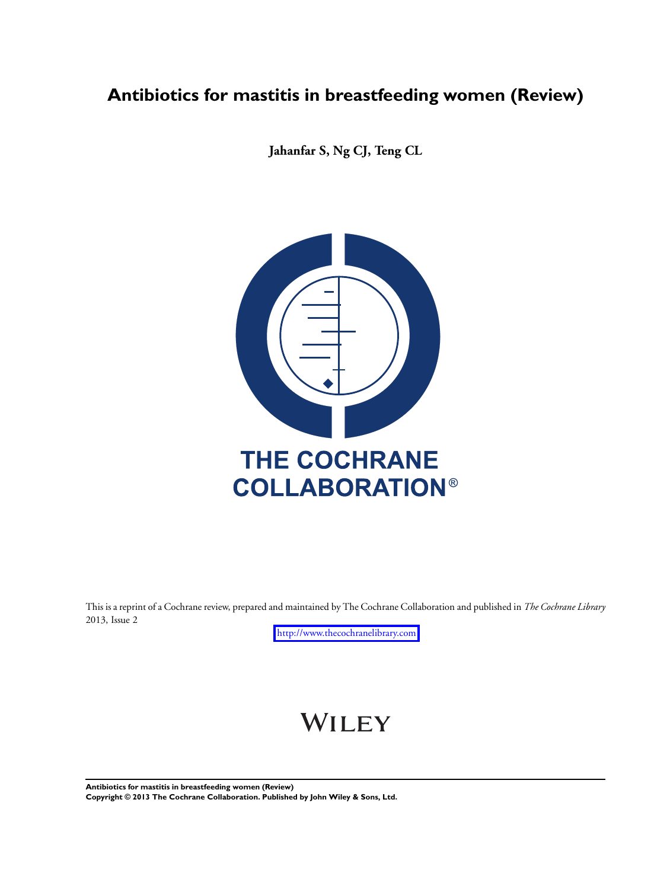# Antibiotics for mastitis in breastfeeding women (Review)

**Jahanfar S, Ng CJ, Teng CL**

THE COCHRANE COLLABORATION®

This is a reprint of a Cochrane review, prepared and maintained by The Cochrane Collaboration and published in *The Cochrane Library* 2013, Issue 2

http://www.thecochranelibrary.com

WILEY

**Antibiotics for mastitis in breastfeeding women (Review)**
**Copyright © 2013 The Cochrane Collaboration. Published by John Wiley & Sons, Ltd.**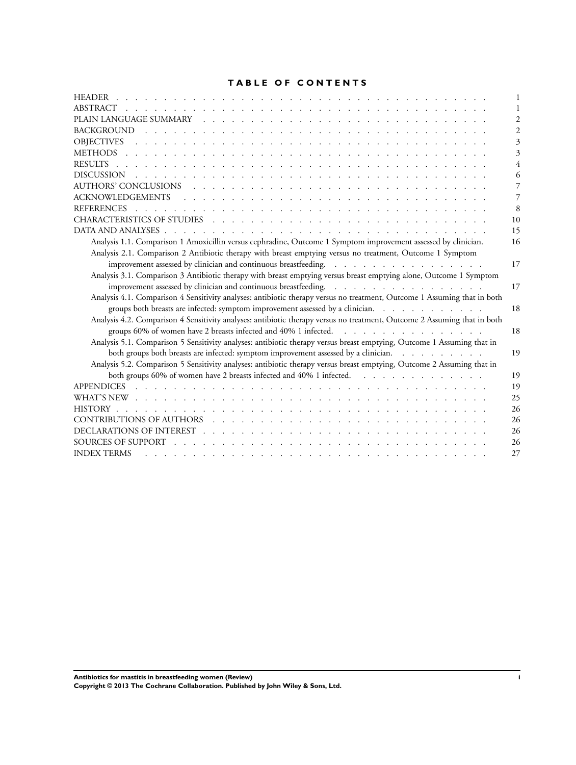# TABLE OF CONTENTS

| | |
|---|---|
| HEADER | 1 |
| ABSTRACT | 1 |
| PLAIN LANGUAGE SUMMARY | 2 |
| BACKGROUND | 2 |
| OBJECTIVES | 3 |
| METHODS | 3 |
| RESULTS | 4 |
| DISCUSSION | 6 |
| AUTHORS' CONCLUSIONS | 7 |
| ACKNOWLEDGEMENTS | 7 |
| REFERENCES | 8 |
| CHARACTERISTICS OF STUDIES | 10 |
| DATA AND ANALYSES | 15 |
| Analysis 1.1. Comparison 1 Amoxicillin versus cephradine, Outcome 1 Symptom improvement assessed by clinician. | 16 |
| Analysis 2.1. Comparison 2 Antibiotic therapy with breast emptying versus no treatment, Outcome 1 Symptom improvement assessed by clinician and continuous breastfeeding. | 17 |
| Analysis 3.1. Comparison 3 Antibiotic therapy with breast emptying versus breast emptying alone, Outcome 1 Symptom improvement assessed by clinician and continuous breastfeeding. | 17 |
| Analysis 4.1. Comparison 4 Sensitivity analyses: antibiotic therapy versus no treatment, Outcome 1 Assuming that in both groups both breasts are infected: symptom improvement assessed by a clinician. | 18 |
| Analysis 4.2. Comparison 4 Sensitivity analyses: antibiotic therapy versus no treatment, Outcome 2 Assuming that in both groups 60% of women have 2 breasts infected and 40% 1 infected. | 18 |
| Analysis 5.1. Comparison 5 Sensitivity analyses: antibiotic therapy versus breast emptying, Outcome 1 Assuming that in both groups both breasts are infected: symptom improvement assessed by a clinician. | 19 |
| Analysis 5.2. Comparison 5 Sensitivity analyses: antibiotic therapy versus breast emptying, Outcome 2 Assuming that in both groups 60% of women have 2 breasts infected and 40% 1 infected. | 19 |
| APPENDICES | 19 |
| WHAT'S NEW | 25 |
| HISTORY | 26 |
| CONTRIBUTIONS OF AUTHORS | 26 |
| DECLARATIONS OF INTEREST | 26 |
| SOURCES OF SUPPORT | 26 |
| INDEX TERMS | 27 |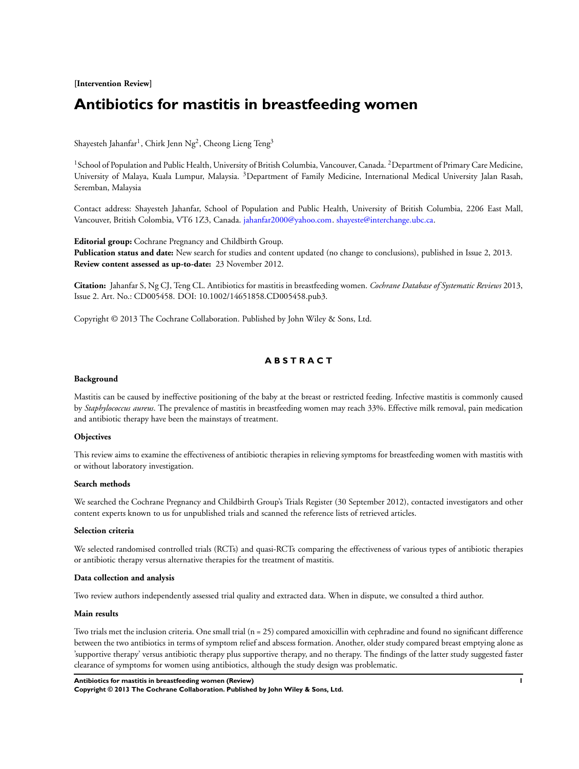**[Intervention Review]**

# Antibiotics for mastitis in breastfeeding women

Shayesteh Jahanfar[1], Chirk Jenn Ng[2], Cheong Lieng Teng[3]

[1]School of Population and Public Health, University of British Columbia, Vancouver, Canada. [2]Department of Primary Care Medicine, University of Malaya, Kuala Lumpur, Malaysia. [3]Department of Family Medicine, International Medical University Jalan Rasah, Seremban, Malaysia

Contact address: Shayesteh Jahanfar, School of Population and Public Health, University of British Columbia, 2206 East Mall, Vancouver, British Colombia, VT6 1Z3, Canada. jahanfar2000@yahoo.com. shayeste@interchange.ubc.ca.

**Editorial group:** Cochrane Pregnancy and Childbirth Group.
**Publication status and date:** New search for studies and content updated (no change to conclusions), published in Issue 2, 2013.
**Review content assessed as up-to-date:** 23 November 2012.

**Citation:** Jahanfar S, Ng CJ, Teng CL. Antibiotics for mastitis in breastfeeding women. *Cochrane Database of Systematic Reviews* 2013, Issue 2. Art. No.: CD005458. DOI: 10.1002/14651858.CD005458.pub3.

Copyright © 2013 The Cochrane Collaboration. Published by John Wiley & Sons, Ltd.

## ABSTRACT

### Background

Mastitis can be caused by ineffective positioning of the baby at the breast or restricted feeding. Infective mastitis is commonly caused by *Staphylococcus aureus*. The prevalence of mastitis in breastfeeding women may reach 33%. Effective milk removal, pain medication and antibiotic therapy have been the mainstays of treatment.

### Objectives

This review aims to examine the effectiveness of antibiotic therapies in relieving symptoms for breastfeeding women with mastitis with or without laboratory investigation.

### Search methods

We searched the Cochrane Pregnancy and Childbirth Group's Trials Register (30 September 2012), contacted investigators and other content experts known to us for unpublished trials and scanned the reference lists of retrieved articles.

### Selection criteria

We selected randomised controlled trials (RCTs) and quasi-RCTs comparing the effectiveness of various types of antibiotic therapies or antibiotic therapy versus alternative therapies for the treatment of mastitis.

### Data collection and analysis

Two review authors independently assessed trial quality and extracted data. When in dispute, we consulted a third author.

### Main results

Two trials met the inclusion criteria. One small trial (n = 25) compared amoxicillin with cephradine and found no significant difference between the two antibiotics in terms of symptom relief and abscess formation. Another, older study compared breast emptying alone as 'supportive therapy' versus antibiotic therapy plus supportive therapy, and no therapy. The findings of the latter study suggested faster clearance of symptoms for women using antibiotics, although the study design was problematic.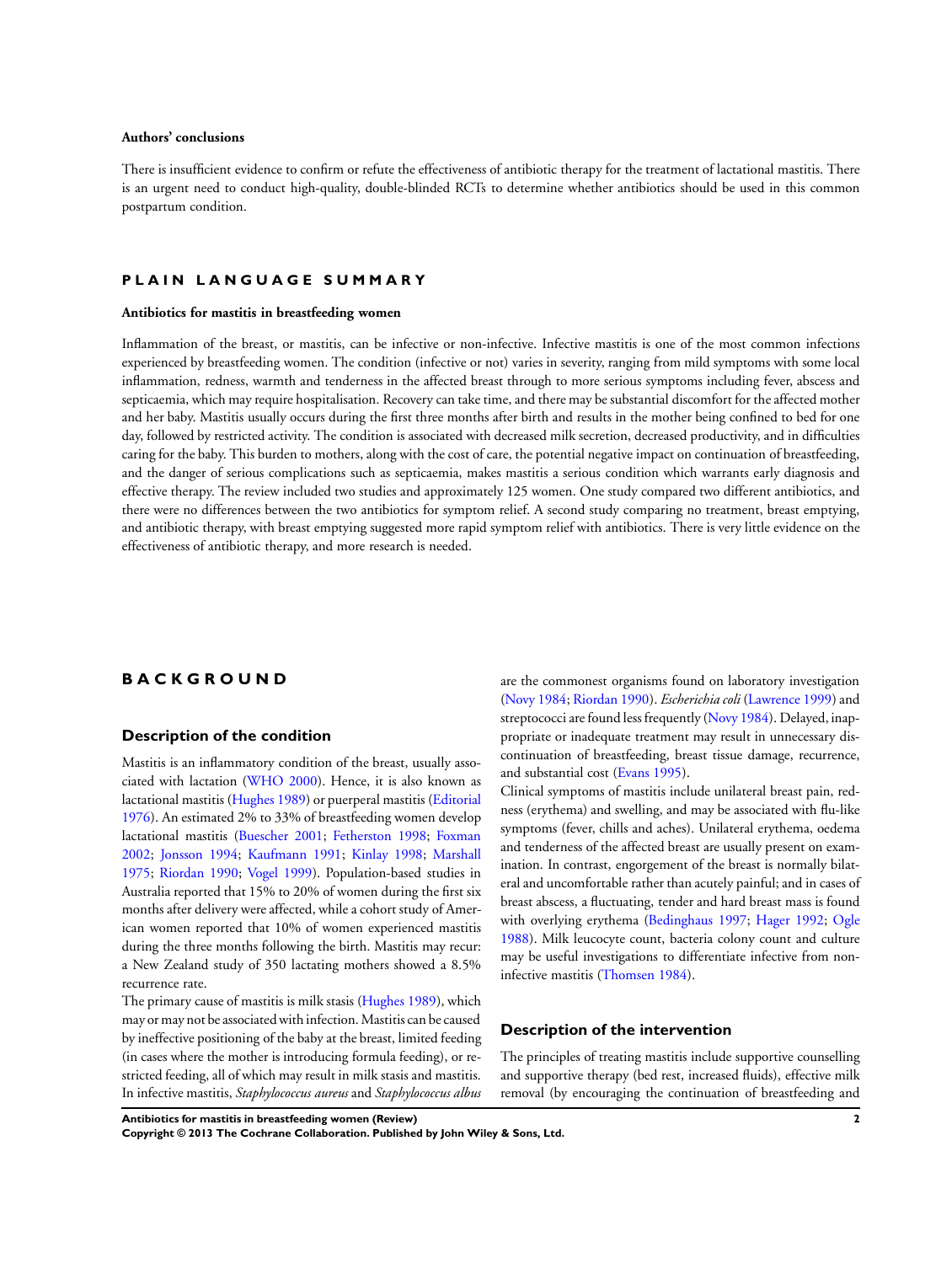**Authors' conclusions**

There is insufficient evidence to confirm or refute the effectiveness of antibiotic therapy for the treatment of lactational mastitis. There is an urgent need to conduct high-quality, double-blinded RCTs to determine whether antibiotics should be used in this common postpartum condition.

# PLAIN LANGUAGE SUMMARY

**Antibiotics for mastitis in breastfeeding women**

Inflammation of the breast, or mastitis, can be infective or non-infective. Infective mastitis is one of the most common infections experienced by breastfeeding women. The condition (infective or not) varies in severity, ranging from mild symptoms with some local inflammation, redness, warmth and tenderness in the affected breast through to more serious symptoms including fever, abscess and septicaemia, which may require hospitalisation. Recovery can take time, and there may be substantial discomfort for the affected mother and her baby. Mastitis usually occurs during the first three months after birth and results in the mother being confined to bed for one day, followed by restricted activity. The condition is associated with decreased milk secretion, decreased productivity, and in difficulties caring for the baby. This burden to mothers, along with the cost of care, the potential negative impact on continuation of breastfeeding, and the danger of serious complications such as septicaemia, makes mastitis a serious condition which warrants early diagnosis and effective therapy. The review included two studies and approximately 125 women. One study compared two different antibiotics, and there were no differences between the two antibiotics for symptom relief. A second study comparing no treatment, breast emptying, and antibiotic therapy, with breast emptying suggested more rapid symptom relief with antibiotics. There is very little evidence on the effectiveness of antibiotic therapy, and more research is needed.

# BACKGROUND

## Description of the condition

Mastitis is an inflammatory condition of the breast, usually associated with lactation (WHO 2000). Hence, it is also known as lactational mastitis (Hughes 1989) or puerperal mastitis (Editorial 1976). An estimated 2% to 33% of breastfeeding women develop lactational mastitis (Buescher 2001; Fetherston 1998; Foxman 2002; Jonsson 1994; Kaufmann 1991; Kinlay 1998; Marshall 1975; Riordan 1990; Vogel 1999). Population-based studies in Australia reported that 15% to 20% of women during the first six months after delivery were affected, while a cohort study of American women reported that 10% of women experienced mastitis during the three months following the birth. Mastitis may recur: a New Zealand study of 350 lactating mothers showed a 8.5% recurrence rate.

The primary cause of mastitis is milk stasis (Hughes 1989), which may or may not be associated with infection. Mastitis can be caused by ineffective positioning of the baby at the breast, limited feeding (in cases where the mother is introducing formula feeding), or restricted feeding, all of which may result in milk stasis and mastitis. In infective mastitis, *Staphylococcus aureus* and *Staphylococcus albus* are the commonest organisms found on laboratory investigation (Novy 1984; Riordan 1990). *Escherichia coli* (Lawrence 1999) and streptococci are found less frequently (Novy 1984). Delayed, inappropriate or inadequate treatment may result in unnecessary discontinuation of breastfeeding, breast tissue damage, recurrence, and substantial cost (Evans 1995).

Clinical symptoms of mastitis include unilateral breast pain, redness (erythema) and swelling, and may be associated with flu-like symptoms (fever, chills and aches). Unilateral erythema, oedema and tenderness of the affected breast are usually present on examination. In contrast, engorgement of the breast is normally bilateral and uncomfortable rather than acutely painful; and in cases of breast abscess, a fluctuating, tender and hard breast mass is found with overlying erythema (Bedinghaus 1997; Hager 1992; Ogle 1988). Milk leucocyte count, bacteria colony count and culture may be useful investigations to differentiate infective from non-infective mastitis (Thomsen 1984).

## Description of the intervention

The principles of treating mastitis include supportive counselling and supportive therapy (bed rest, increased fluids), effective milk removal (by encouraging the continuation of breastfeeding and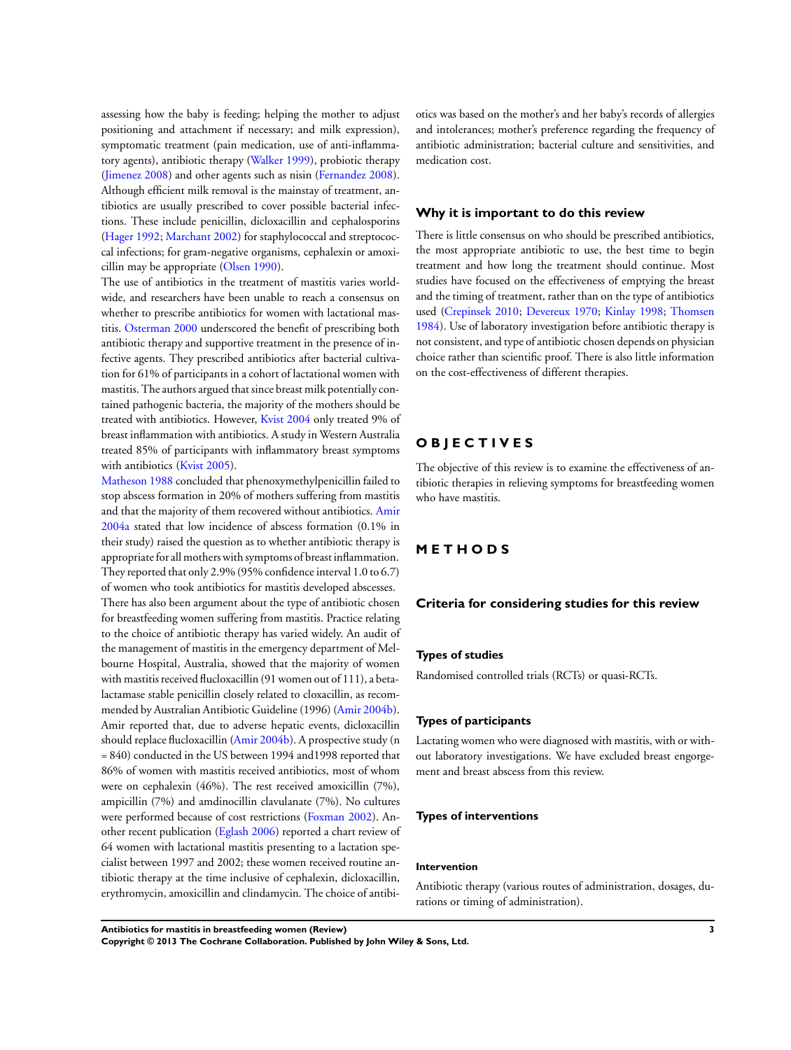assessing how the baby is feeding; helping the mother to adjust positioning and attachment if necessary; and milk expression), symptomatic treatment (pain medication, use of anti-inflammatory agents), antibiotic therapy (Walker 1999), probiotic therapy (Jimenez 2008) and other agents such as nisin (Fernandez 2008). Although efficient milk removal is the mainstay of treatment, antibiotics are usually prescribed to cover possible bacterial infections. These include penicillin, dicloxacillin and cephalosporins (Hager 1992; Marchant 2002) for staphylococcal and streptococcal infections; for gram-negative organisms, cephalexin or amoxicillin may be appropriate (Olsen 1990).

The use of antibiotics in the treatment of mastitis varies worldwide, and researchers have been unable to reach a consensus on whether to prescribe antibiotics for women with lactational mastitis. Osterman 2000 underscored the benefit of prescribing both antibiotic therapy and supportive treatment in the presence of infective agents. They prescribed antibiotics after bacterial cultivation for 61% of participants in a cohort of lactational women with mastitis. The authors argued that since breast milk potentially contained pathogenic bacteria, the majority of the mothers should be treated with antibiotics. However, Kvist 2004 only treated 9% of breast inflammation with antibiotics. A study in Western Australia treated 85% of participants with inflammatory breast symptoms with antibiotics (Kvist 2005).

Matheson 1988 concluded that phenoxymethylpenicillin failed to stop abscess formation in 20% of mothers suffering from mastitis and that the majority of them recovered without antibiotics. Amir 2004a stated that low incidence of abscess formation (0.1% in their study) raised the question as to whether antibiotic therapy is appropriate for all mothers with symptoms of breast inflammation. They reported that only 2.9% (95% confidence interval 1.0 to 6.7) of women who took antibiotics for mastitis developed abscesses.

There has also been argument about the type of antibiotic chosen for breastfeeding women suffering from mastitis. Practice relating to the choice of antibiotic therapy has varied widely. An audit of the management of mastitis in the emergency department of Melbourne Hospital, Australia, showed that the majority of women with mastitis received flucloxacillin (91 women out of 111), a beta-lactamase stable penicillin closely related to cloxacillin, as recommended by Australian Antibiotic Guideline (1996) (Amir 2004b). Amir reported that, due to adverse hepatic events, dicloxacillin should replace flucloxacillin (Amir 2004b). A prospective study (n = 840) conducted in the US between 1994 and1998 reported that 86% of women with mastitis received antibiotics, most of whom were on cephalexin (46%). The rest received amoxicillin (7%), ampicillin (7%) and amdinocillin clavulanate (7%). No cultures were performed because of cost restrictions (Foxman 2002). Another recent publication (Eglash 2006) reported a chart review of 64 women with lactational mastitis presenting to a lactation specialist between 1997 and 2002; these women received routine antibiotic therapy at the time inclusive of cephalexin, dicloxacillin, erythromycin, amoxicillin and clindamycin. The choice of antibiotics was based on the mother's and her baby's records of allergies and intolerances; mother's preference regarding the frequency of antibiotic administration; bacterial culture and sensitivities, and medication cost.

## Why it is important to do this review

There is little consensus on who should be prescribed antibiotics, the most appropriate antibiotic to use, the best time to begin treatment and how long the treatment should continue. Most studies have focused on the effectiveness of emptying the breast and the timing of treatment, rather than on the type of antibiotics used (Crepinsek 2010; Devereux 1970; Kinlay 1998; Thomsen 1984). Use of laboratory investigation before antibiotic therapy is not consistent, and type of antibiotic chosen depends on physician choice rather than scientific proof. There is also little information on the cost-effectiveness of different therapies.

# OBJECTIVES

The objective of this review is to examine the effectiveness of antibiotic therapies in relieving symptoms for breastfeeding women who have mastitis.

# METHODS

## Criteria for considering studies for this review

### Types of studies

Randomised controlled trials (RCTs) or quasi-RCTs.

### Types of participants

Lactating women who were diagnosed with mastitis, with or without laboratory investigations. We have excluded breast engorgement and breast abscess from this review.

### Types of interventions

#### Intervention

Antibiotic therapy (various routes of administration, dosages, durations or timing of administration).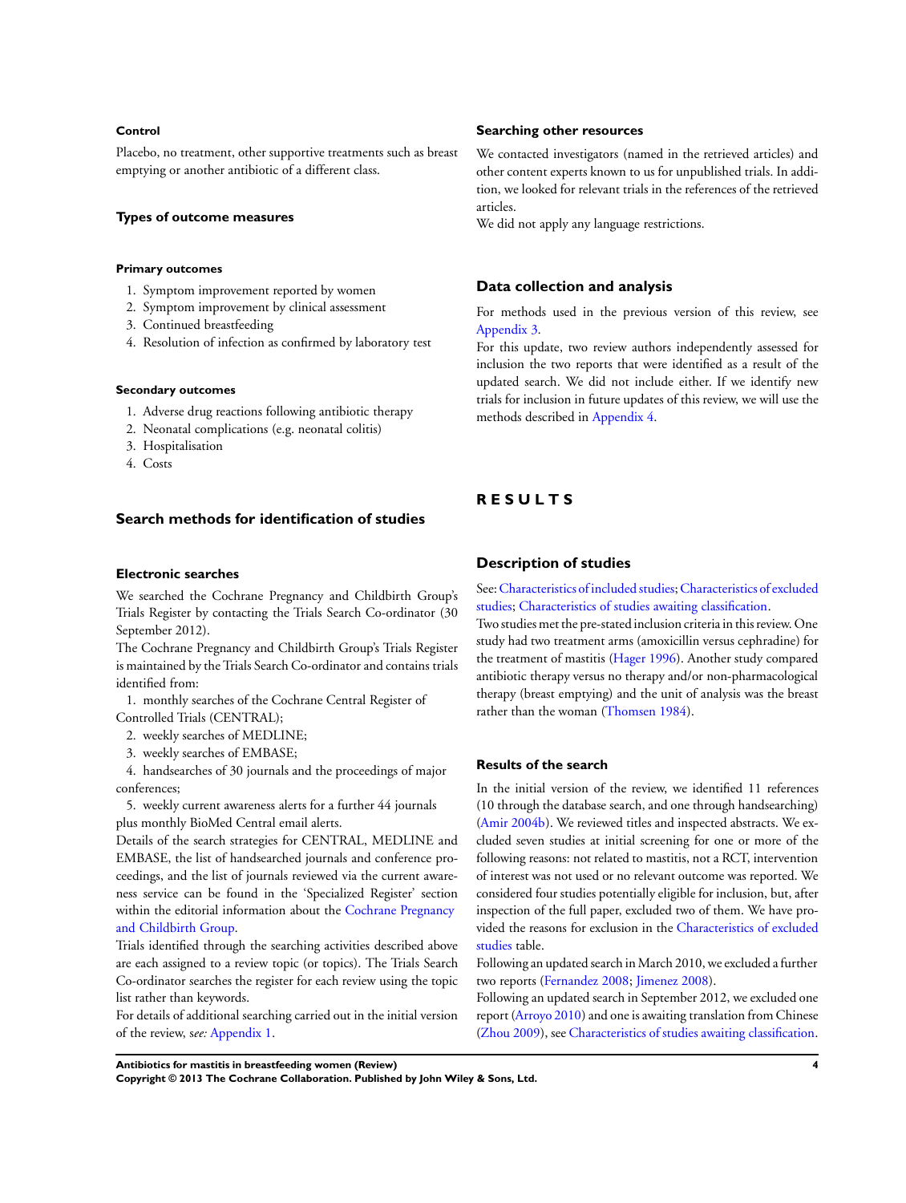#### Control

Placebo, no treatment, other supportive treatments such as breast emptying or another antibiotic of a different class.

### Types of outcome measures

#### Primary outcomes

1. Symptom improvement reported by women
2. Symptom improvement by clinical assessment
3. Continued breastfeeding
4. Resolution of infection as confirmed by laboratory test

#### Secondary outcomes

1. Adverse drug reactions following antibiotic therapy
2. Neonatal complications (e.g. neonatal colitis)
3. Hospitalisation
4. Costs

## Search methods for identification of studies

### Electronic searches

We searched the Cochrane Pregnancy and Childbirth Group's Trials Register by contacting the Trials Search Co-ordinator (30 September 2012).

The Cochrane Pregnancy and Childbirth Group's Trials Register is maintained by the Trials Search Co-ordinator and contains trials identified from:

1. monthly searches of the Cochrane Central Register of Controlled Trials (CENTRAL);
2. weekly searches of MEDLINE;
3. weekly searches of EMBASE;
4. handsearches of 30 journals and the proceedings of major conferences;
5. weekly current awareness alerts for a further 44 journals plus monthly BioMed Central email alerts.

Details of the search strategies for CENTRAL, MEDLINE and EMBASE, the list of handsearched journals and conference proceedings, and the list of journals reviewed via the current awareness service can be found in the 'Specialized Register' section within the editorial information about the Cochrane Pregnancy and Childbirth Group.

Trials identified through the searching activities described above are each assigned to a review topic (or topics). The Trials Search Co-ordinator searches the register for each review using the topic list rather than keywords.

For details of additional searching carried out in the initial version of the review, *see:* Appendix 1.

### Searching other resources

We contacted investigators (named in the retrieved articles) and other content experts known to us for unpublished trials. In addition, we looked for relevant trials in the references of the retrieved articles.

We did not apply any language restrictions.

## Data collection and analysis

For methods used in the previous version of this review, see Appendix 3.

For this update, two review authors independently assessed for inclusion the two reports that were identified as a result of the updated search. We did not include either. If we identify new trials for inclusion in future updates of this review, we will use the methods described in Appendix 4.

# RESULTS

## Description of studies

See: Characteristics of included studies; Characteristics of excluded studies; Characteristics of studies awaiting classification.

Two studies met the pre-stated inclusion criteria in this review. One study had two treatment arms (amoxicillin versus cephradine) for the treatment of mastitis (Hager 1996). Another study compared antibiotic therapy versus no therapy and/or non-pharmacological therapy (breast emptying) and the unit of analysis was the breast rather than the woman (Thomsen 1984).

### Results of the search

In the initial version of the review, we identified 11 references (10 through the database search, and one through handsearching) (Amir 2004b). We reviewed titles and inspected abstracts. We excluded seven studies at initial screening for one or more of the following reasons: not related to mastitis, not a RCT, intervention of interest was not used or no relevant outcome was reported. We considered four studies potentially eligible for inclusion, but, after inspection of the full paper, excluded two of them. We have provided the reasons for exclusion in the Characteristics of excluded studies table.

Following an updated search in March 2010, we excluded a further two reports (Fernandez 2008; Jimenez 2008).

Following an updated search in September 2012, we excluded one report (Arroyo 2010) and one is awaiting translation from Chinese (Zhou 2009), see Characteristics of studies awaiting classification.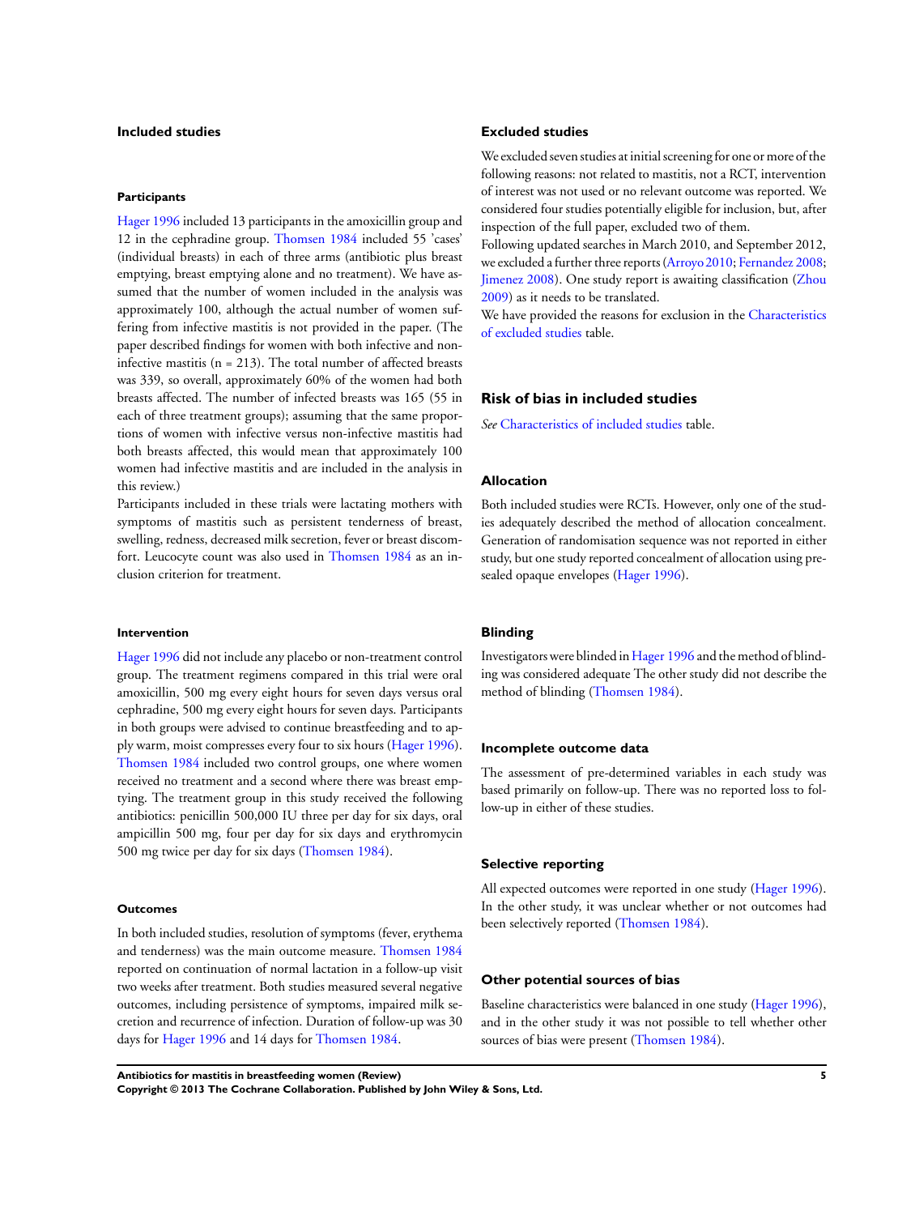### Included studies

#### Participants

Hager 1996 included 13 participants in the amoxicillin group and 12 in the cephradine group. Thomsen 1984 included 55 'cases' (individual breasts) in each of three arms (antibiotic plus breast emptying, breast emptying alone and no treatment). We have assumed that the number of women included in the analysis was approximately 100, although the actual number of women suffering from infective mastitis is not provided in the paper. (The paper described findings for women with both infective and non-infective mastitis (n = 213). The total number of affected breasts was 339, so overall, approximately 60% of the women had both breasts affected. The number of infected breasts was 165 (55 in each of three treatment groups); assuming that the same proportions of women with infective versus non-infective mastitis had both breasts affected, this would mean that approximately 100 women had infective mastitis and are included in the analysis in this review.)

Participants included in these trials were lactating mothers with symptoms of mastitis such as persistent tenderness of breast, swelling, redness, decreased milk secretion, fever or breast discomfort. Leucocyte count was also used in Thomsen 1984 as an inclusion criterion for treatment.

#### Intervention

Hager 1996 did not include any placebo or non-treatment control group. The treatment regimens compared in this trial were oral amoxicillin, 500 mg every eight hours for seven days versus oral cephradine, 500 mg every eight hours for seven days. Participants in both groups were advised to continue breastfeeding and to apply warm, moist compresses every four to six hours (Hager 1996). Thomsen 1984 included two control groups, one where women received no treatment and a second where there was breast emptying. The treatment group in this study received the following antibiotics: penicillin 500,000 IU three per day for six days, oral ampicillin 500 mg, four per day for six days and erythromycin 500 mg twice per day for six days (Thomsen 1984).

#### Outcomes

In both included studies, resolution of symptoms (fever, erythema and tenderness) was the main outcome measure. Thomsen 1984 reported on continuation of normal lactation in a follow-up visit two weeks after treatment. Both studies measured several negative outcomes, including persistence of symptoms, impaired milk secretion and recurrence of infection. Duration of follow-up was 30 days for Hager 1996 and 14 days for Thomsen 1984.

### Excluded studies

We excluded seven studies at initial screening for one or more of the following reasons: not related to mastitis, not a RCT, intervention of interest was not used or no relevant outcome was reported. We considered four studies potentially eligible for inclusion, but, after inspection of the full paper, excluded two of them.

Following updated searches in March 2010, and September 2012, we excluded a further three reports (Arroyo 2010; Fernandez 2008; Jimenez 2008). One study report is awaiting classification (Zhou 2009) as it needs to be translated.

We have provided the reasons for exclusion in the Characteristics of excluded studies table.

## Risk of bias in included studies

*See* Characteristics of included studies table.

### Allocation

Both included studies were RCTs. However, only one of the studies adequately described the method of allocation concealment. Generation of randomisation sequence was not reported in either study, but one study reported concealment of allocation using pre-sealed opaque envelopes (Hager 1996).

### Blinding

Investigators were blinded in Hager 1996 and the method of blinding was considered adequate The other study did not describe the method of blinding (Thomsen 1984).

### Incomplete outcome data

The assessment of pre-determined variables in each study was based primarily on follow-up. There was no reported loss to follow-up in either of these studies.

### Selective reporting

All expected outcomes were reported in one study (Hager 1996). In the other study, it was unclear whether or not outcomes had been selectively reported (Thomsen 1984).

### Other potential sources of bias

Baseline characteristics were balanced in one study (Hager 1996), and in the other study it was not possible to tell whether other sources of bias were present (Thomsen 1984).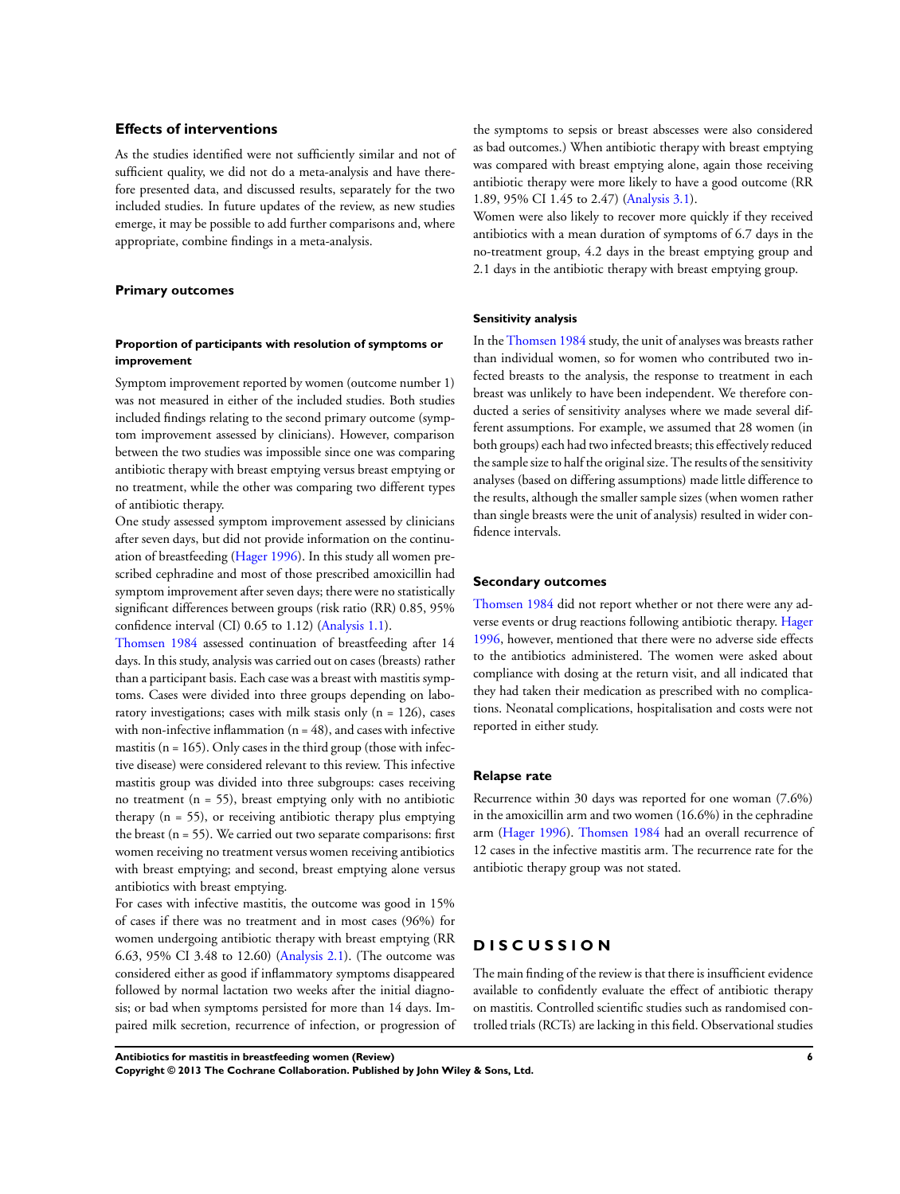## Effects of interventions

As the studies identified were not sufficiently similar and not of sufficient quality, we did not do a meta-analysis and have therefore presented data, and discussed results, separately for the two included studies. In future updates of the review, as new studies emerge, it may be possible to add further comparisons and, where appropriate, combine findings in a meta-analysis.

### Primary outcomes

#### Proportion of participants with resolution of symptoms or improvement

Symptom improvement reported by women (outcome number 1) was not measured in either of the included studies. Both studies included findings relating to the second primary outcome (symptom improvement assessed by clinicians). However, comparison between the two studies was impossible since one was comparing antibiotic therapy with breast emptying versus breast emptying or no treatment, while the other was comparing two different types of antibiotic therapy.

One study assessed symptom improvement assessed by clinicians after seven days, but did not provide information on the continuation of breastfeeding (Hager 1996). In this study all women prescribed cephradine and most of those prescribed amoxicillin had symptom improvement after seven days; there were no statistically significant differences between groups (risk ratio (RR) 0.85, 95% confidence interval (CI) 0.65 to 1.12) (Analysis 1.1).

Thomsen 1984 assessed continuation of breastfeeding after 14 days. In this study, analysis was carried out on cases (breasts) rather than a participant basis. Each case was a breast with mastitis symptoms. Cases were divided into three groups depending on laboratory investigations; cases with milk stasis only (n = 126), cases with non-infective inflammation (n = 48), and cases with infective mastitis (n = 165). Only cases in the third group (those with infective disease) were considered relevant to this review. This infective mastitis group was divided into three subgroups: cases receiving no treatment (n = 55), breast emptying only with no antibiotic therapy (n = 55), or receiving antibiotic therapy plus emptying the breast (n = 55). We carried out two separate comparisons: first women receiving no treatment versus women receiving antibiotics with breast emptying; and second, breast emptying alone versus antibiotics with breast emptying.

For cases with infective mastitis, the outcome was good in 15% of cases if there was no treatment and in most cases (96%) for women undergoing antibiotic therapy with breast emptying (RR 6.63, 95% CI 3.48 to 12.60) (Analysis 2.1). (The outcome was considered either as good if inflammatory symptoms disappeared followed by normal lactation two weeks after the initial diagnosis; or bad when symptoms persisted for more than 14 days. Impaired milk secretion, recurrence of infection, or progression of the symptoms to sepsis or breast abscesses were also considered as bad outcomes.) When antibiotic therapy with breast emptying was compared with breast emptying alone, again those receiving antibiotic therapy were more likely to have a good outcome (RR 1.89, 95% CI 1.45 to 2.47) (Analysis 3.1).

Women were also likely to recover more quickly if they received antibiotics with a mean duration of symptoms of 6.7 days in the no-treatment group, 4.2 days in the breast emptying group and 2.1 days in the antibiotic therapy with breast emptying group.

#### Sensitivity analysis

In the Thomsen 1984 study, the unit of analyses was breasts rather than individual women, so for women who contributed two infected breasts to the analysis, the response to treatment in each breast was unlikely to have been independent. We therefore conducted a series of sensitivity analyses where we made several different assumptions. For example, we assumed that 28 women (in both groups) each had two infected breasts; this effectively reduced the sample size to half the original size. The results of the sensitivity analyses (based on differing assumptions) made little difference to the results, although the smaller sample sizes (when women rather than single breasts were the unit of analysis) resulted in wider confidence intervals.

### Secondary outcomes

Thomsen 1984 did not report whether or not there were any adverse events or drug reactions following antibiotic therapy. Hager 1996, however, mentioned that there were no adverse side effects to the antibiotics administered. The women were asked about compliance with dosing at the return visit, and all indicated that they had taken their medication as prescribed with no complications. Neonatal complications, hospitalisation and costs were not reported in either study.

### Relapse rate

Recurrence within 30 days was reported for one woman (7.6%) in the amoxicillin arm and two women (16.6%) in the cephradine arm (Hager 1996). Thomsen 1984 had an overall recurrence of 12 cases in the infective mastitis arm. The recurrence rate for the antibiotic therapy group was not stated.

# DISCUSSION

The main finding of the review is that there is insufficient evidence available to confidently evaluate the effect of antibiotic therapy on mastitis. Controlled scientific studies such as randomised controlled trials (RCTs) are lacking in this field. Observational studies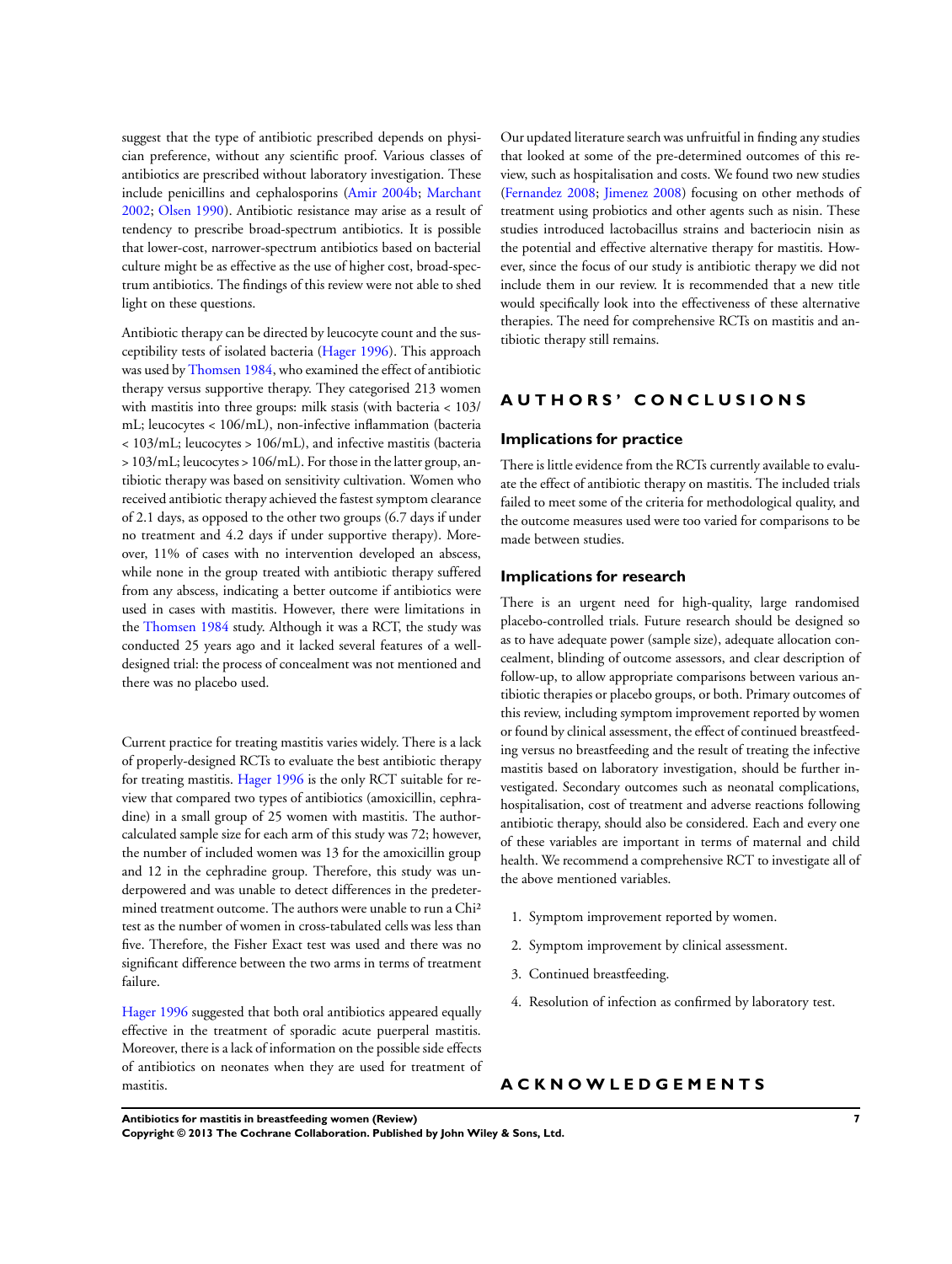suggest that the type of antibiotic prescribed depends on physician preference, without any scientific proof. Various classes of antibiotics are prescribed without laboratory investigation. These include penicillins and cephalosporins (Amir 2004b; Marchant 2002; Olsen 1990). Antibiotic resistance may arise as a result of tendency to prescribe broad-spectrum antibiotics. It is possible that lower-cost, narrower-spectrum antibiotics based on bacterial culture might be as effective as the use of higher cost, broad-spectrum antibiotics. The findings of this review were not able to shed light on these questions.

Antibiotic therapy can be directed by leucocyte count and the susceptibility tests of isolated bacteria (Hager 1996). This approach was used by Thomsen 1984, who examined the effect of antibiotic therapy versus supportive therapy. They categorised 213 women with mastitis into three groups: milk stasis (with bacteria < 103/mL; leucocytes < 106/mL), non-infective inflammation (bacteria < 103/mL; leucocytes > 106/mL), and infective mastitis (bacteria > 103/mL; leucocytes > 106/mL). For those in the latter group, antibiotic therapy was based on sensitivity cultivation. Women who received antibiotic therapy achieved the fastest symptom clearance of 2.1 days, as opposed to the other two groups (6.7 days if under no treatment and 4.2 days if under supportive therapy). Moreover, 11% of cases with no intervention developed an abscess, while none in the group treated with antibiotic therapy suffered from any abscess, indicating a better outcome if antibiotics were used in cases with mastitis. However, there were limitations in the Thomsen 1984 study. Although it was a RCT, the study was conducted 25 years ago and it lacked several features of a well-designed trial: the process of concealment was not mentioned and there was no placebo used.

Current practice for treating mastitis varies widely. There is a lack of properly-designed RCTs to evaluate the best antibiotic therapy for treating mastitis. Hager 1996 is the only RCT suitable for review that compared two types of antibiotics (amoxicillin, cephradine) in a small group of 25 women with mastitis. The author-calculated sample size for each arm of this study was 72; however, the number of included women was 13 for the amoxicillin group and 12 in the cephradine group. Therefore, this study was underpowered and was unable to detect differences in the predetermined treatment outcome. The authors were unable to run a Chi² test as the number of women in cross-tabulated cells was less than five. Therefore, the Fisher Exact test was used and there was no significant difference between the two arms in terms of treatment failure.

Hager 1996 suggested that both oral antibiotics appeared equally effective in the treatment of sporadic acute puerperal mastitis. Moreover, there is a lack of information on the possible side effects of antibiotics on neonates when they are used for treatment of mastitis.

Our updated literature search was unfruitful in finding any studies that looked at some of the pre-determined outcomes of this review, such as hospitalisation and costs. We found two new studies (Fernandez 2008; Jimenez 2008) focusing on other methods of treatment using probiotics and other agents such as nisin. These studies introduced lactobacillus strains and bacteriocin nisin as the potential and effective alternative therapy for mastitis. However, since the focus of our study is antibiotic therapy we did not include them in our review. It is recommended that a new title would specifically look into the effectiveness of these alternative therapies. The need for comprehensive RCTs on mastitis and antibiotic therapy still remains.

# AUTHORS' CONCLUSIONS

## Implications for practice

There is little evidence from the RCTs currently available to evaluate the effect of antibiotic therapy on mastitis. The included trials failed to meet some of the criteria for methodological quality, and the outcome measures used were too varied for comparisons to be made between studies.

## Implications for research

There is an urgent need for high-quality, large randomised placebo-controlled trials. Future research should be designed so as to have adequate power (sample size), adequate allocation concealment, blinding of outcome assessors, and clear description of follow-up, to allow appropriate comparisons between various antibiotic therapies or placebo groups, or both. Primary outcomes of this review, including symptom improvement reported by women or found by clinical assessment, the effect of continued breastfeeding versus no breastfeeding and the result of treating the infective mastitis based on laboratory investigation, should be further investigated. Secondary outcomes such as neonatal complications, hospitalisation, cost of treatment and adverse reactions following antibiotic therapy, should also be considered. Each and every one of these variables are important in terms of maternal and child health. We recommend a comprehensive RCT to investigate all of the above mentioned variables.

1. Symptom improvement reported by women.
2. Symptom improvement by clinical assessment.
3. Continued breastfeeding.
4. Resolution of infection as confirmed by laboratory test.

# ACKNOWLEDGEMENTS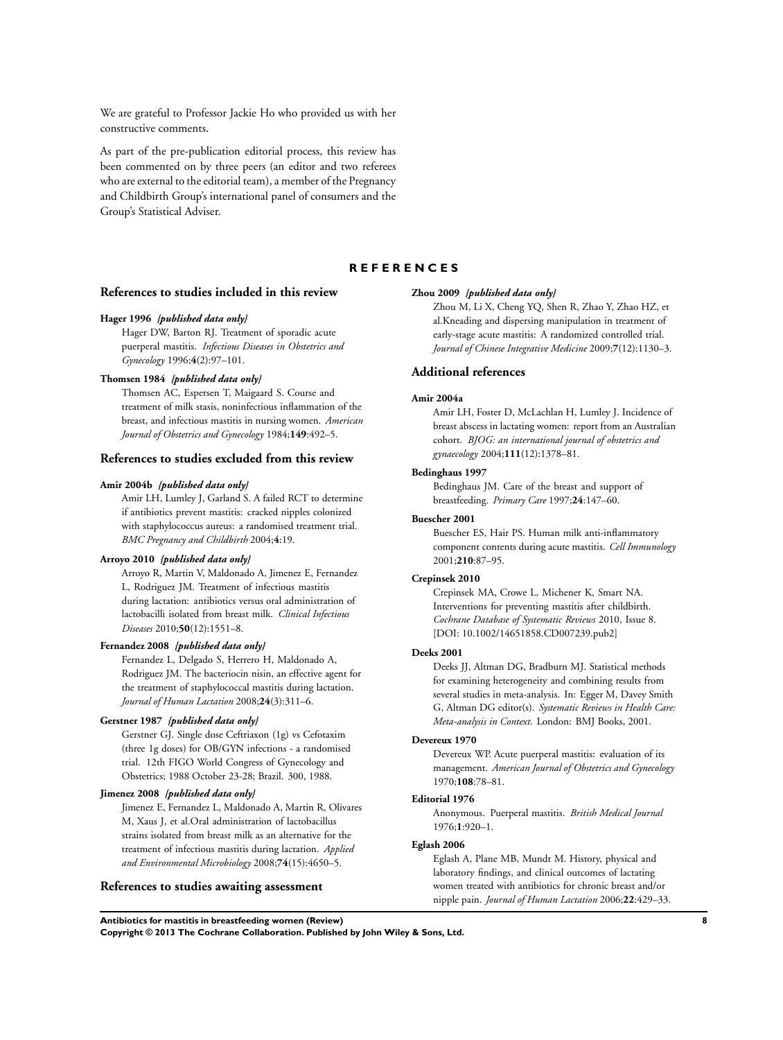We are grateful to Professor Jackie Ho who provided us with her constructive comments.

As part of the pre-publication editorial process, this review has been commented on by three peers (an editor and two referees who are external to the editorial team), a member of the Pregnancy and Childbirth Group's international panel of consumers and the Group's Statistical Adviser.

# REFERENCES

## References to studies included in this review

**Hager 1996** *{published data only}*
Hager DW, Barton RJ. Treatment of sporadic acute puerperal mastitis. *Infectious Diseases in Obstetrics and Gynecology* 1996;**4**(2):97–101.

**Thomsen 1984** *{published data only}*
Thomsen AC, Espersen T, Maigaard S. Course and treatment of milk stasis, noninfectious inflammation of the breast, and infectious mastitis in nursing women. *American Journal of Obstetrics and Gynecology* 1984;**149**:492–5.

## References to studies excluded from this review

**Amir 2004b** *{published data only}*
Amir LH, Lumley J, Garland S. A failed RCT to determine if antibiotics prevent mastitis: cracked nipples colonized with staphylococcus aureus: a randomised treatment trial. *BMC Pregnancy and Childbirth* 2004;**4**:19.

**Arroyo 2010** *{published data only}*
Arroyo R, Martin V, Maldonado A, Jimenez E, Fernandez L, Rodriguez JM. Treatment of infectious mastitis during lactation: antibiotics versus oral administration of lactobacilli isolated from breast milk. *Clinical Infectious Diseases* 2010;**50**(12):1551–8.

**Fernandez 2008** *{published data only}*
Fernandez L, Delgado S, Herrero H, Maldonado A, Rodriguez JM. The bacteriocin nisin, an effective agent for the treatment of staphylococcal mastitis during lactation. *Journal of Human Lactation* 2008;**24**(3):311–6.

**Gerstner 1987** *{published data only}*
Gerstner GJ. Single dose Ceftriaxon (1g) vs Cefotaxim (three 1g doses) for OB/GYN infections - a randomised trial. 12th FIGO World Congress of Gynecology and Obstetrics; 1988 October 23-28; Brazil. 300, 1988.

**Jimenez 2008** *{published data only}*
Jimenez E, Fernandez L, Maldonado A, Martin R, Olivares M, Xaus J, et al.Oral administration of lactobacillus strains isolated from breast milk as an alternative for the treatment of infectious mastitis during lactation. *Applied and Environmental Microbiology* 2008;**74**(15):4650–5.

## References to studies awaiting assessment

**Zhou 2009** *{published data only}*
Zhou M, Li X, Cheng YQ, Shen R, Zhao Y, Zhao HZ, et al.Kneading and dispersing manipulation in treatment of early-stage acute mastitis: A randomized controlled trial. *Journal of Chinese Integrative Medicine* 2009;**7**(12):1130–3.

## Additional references

**Amir 2004a**
Amir LH, Foster D, McLachlan H, Lumley J. Incidence of breast abscess in lactating women: report from an Australian cohort. *BJOG: an international journal of obstetrics and gynaecology* 2004;**111**(12):1378–81.

**Bedinghaus 1997**
Bedinghaus JM. Care of the breast and support of breastfeeding. *Primary Care* 1997;**24**:147–60.

**Buescher 2001**
Buescher ES, Hair PS. Human milk anti-inflammatory component contents during acute mastitis. *Cell Immunology* 2001;**210**:87–95.

**Crepinsek 2010**
Crepinsek MA, Crowe L, Michener K, Smart NA. Interventions for preventing mastitis after childbirth. *Cochrane Database of Systematic Reviews* 2010, Issue 8. [DOI: 10.1002/14651858.CD007239.pub2]

**Deeks 2001**
Deeks JJ, Altman DG, Bradburn MJ. Statistical methods for examining heterogeneity and combining results from several studies in meta-analysis. In: Egger M, Davey Smith G, Altman DG editor(s). *Systematic Reviews in Health Care: Meta-analysis in Context*. London: BMJ Books, 2001.

**Devereux 1970**
Devereux WP. Acute puerperal mastitis: evaluation of its management. *American Journal of Obstetrics and Gynecology* 1970;**108**:78–81.

**Editorial 1976**
Anonymous. Puerperal mastitis. *British Medical Journal* 1976;**1**:920–1.

**Eglash 2006**
Eglash A, Plane MB, Mundt M. History, physical and laboratory findings, and clinical outcomes of lactating women treated with antibiotics for chronic breast and/or nipple pain. *Journal of Human Lactation* 2006;**22**:429–33.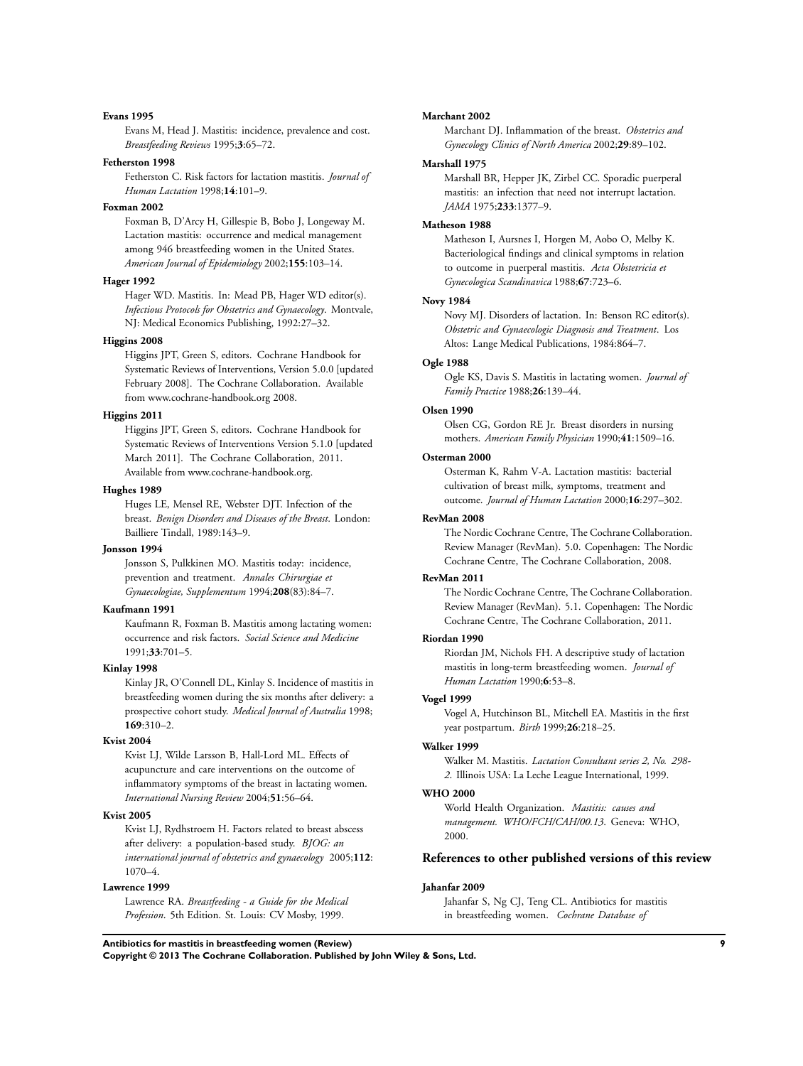**Evans 1995**

Evans M, Head J. Mastitis: incidence, prevalence and cost. *Breastfeeding Reviews* 1995;**3**:65–72.

**Fetherston 1998**

Fetherston C. Risk factors for lactation mastitis. *Journal of Human Lactation* 1998;**14**:101–9.

**Foxman 2002**

Foxman B, D'Arcy H, Gillespie B, Bobo J, Longeway M. Lactation mastitis: occurrence and medical management among 946 breastfeeding women in the United States. *American Journal of Epidemiology* 2002;**155**:103–14.

**Hager 1992**

Hager WD. Mastitis. In: Mead PB, Hager WD editor(s). *Infectious Protocols for Obstetrics and Gynaecology*. Montvale, NJ: Medical Economics Publishing, 1992:27–32.

**Higgins 2008**

Higgins JPT, Green S, editors. Cochrane Handbook for Systematic Reviews of Interventions, Version 5.0.0 [updated February 2008]. The Cochrane Collaboration. Available from www.cochrane-handbook.org 2008.

**Higgins 2011**

Higgins JPT, Green S, editors. Cochrane Handbook for Systematic Reviews of Interventions Version 5.1.0 [updated March 2011]. The Cochrane Collaboration, 2011. Available from www.cochrane-handbook.org.

**Hughes 1989**

Huges LE, Mensel RE, Webster DJT. Infection of the breast. *Benign Disorders and Diseases of the Breast*. London: Bailliere Tindall, 1989:143–9.

**Jonsson 1994**

Jonsson S, Pulkkinen MO. Mastitis today: incidence, prevention and treatment. *Annales Chirurgiae et Gynaecologiae, Supplementum* 1994;**208**(83):84–7.

**Kaufmann 1991**

Kaufmann R, Foxman B. Mastitis among lactating women: occurrence and risk factors. *Social Science and Medicine* 1991;**33**:701–5.

**Kinlay 1998**

Kinlay JR, O'Connell DL, Kinlay S. Incidence of mastitis in breastfeeding women during the six months after delivery: a prospective cohort study. *Medical Journal of Australia* 1998; **169**:310–2.

**Kvist 2004**

Kvist LJ, Wilde Larsson B, Hall-Lord ML. Effects of acupuncture and care interventions on the outcome of inflammatory symptoms of the breast in lactating women. *International Nursing Review* 2004;**51**:56–64.

**Kvist 2005**

Kvist LJ, Rydhstroem H. Factors related to breast abscess after delivery: a population-based study. *BJOG: an international journal of obstetrics and gynaecology* 2005;**112**: 1070–4.

**Lawrence 1999**

Lawrence RA. *Breastfeeding - a Guide for the Medical Profession*. 5th Edition. St. Louis: CV Mosby, 1999.

**Marchant 2002**

Marchant DJ. Inflammation of the breast. *Obstetrics and Gynecology Clinics of North America* 2002;**29**:89–102.

**Marshall 1975**

Marshall BR, Hepper JK, Zirbel CC. Sporadic puerperal mastitis: an infection that need not interrupt lactation. *JAMA* 1975;**233**:1377–9.

**Matheson 1988**

Matheson I, Aursnes I, Horgen M, Aobo O, Melby K. Bacteriological findings and clinical symptoms in relation to outcome in puerperal mastitis. *Acta Obstetricia et Gynecologica Scandinavica* 1988;**67**:723–6.

**Novy 1984**

Novy MJ. Disorders of lactation. In: Benson RC editor(s). *Obstetric and Gynaecologic Diagnosis and Treatment*. Los Altos: Lange Medical Publications, 1984:864–7.

**Ogle 1988**

Ogle KS, Davis S. Mastitis in lactating women. *Journal of Family Practice* 1988;**26**:139–44.

**Olsen 1990**

Olsen CG, Gordon RE Jr. Breast disorders in nursing mothers. *American Family Physician* 1990;**41**:1509–16.

**Osterman 2000**

Osterman K, Rahm V-A. Lactation mastitis: bacterial cultivation of breast milk, symptoms, treatment and outcome. *Journal of Human Lactation* 2000;**16**:297–302.

**RevMan 2008**

The Nordic Cochrane Centre, The Cochrane Collaboration. Review Manager (RevMan). 5.0. Copenhagen: The Nordic Cochrane Centre, The Cochrane Collaboration, 2008.

**RevMan 2011**

The Nordic Cochrane Centre, The Cochrane Collaboration. Review Manager (RevMan). 5.1. Copenhagen: The Nordic Cochrane Centre, The Cochrane Collaboration, 2011.

**Riordan 1990**

Riordan JM, Nichols FH. A descriptive study of lactation mastitis in long-term breastfeeding women. *Journal of Human Lactation* 1990;**6**:53–8.

**Vogel 1999**

Vogel A, Hutchinson BL, Mitchell EA. Mastitis in the first year postpartum. *Birth* 1999;**26**:218–25.

**Walker 1999**

Walker M. Mastitis. *Lactation Consultant series 2, No. 298-2*. Illinois USA: La Leche League International, 1999.

**WHO 2000**

World Health Organization. *Mastitis: causes and management. WHO/FCH/CAH/00.13*. Geneva: WHO, 2000.

## References to other published versions of this review

**Jahanfar 2009**

Jahanfar S, Ng CJ, Teng CL. Antibiotics for mastitis in breastfeeding women. *Cochrane Database of*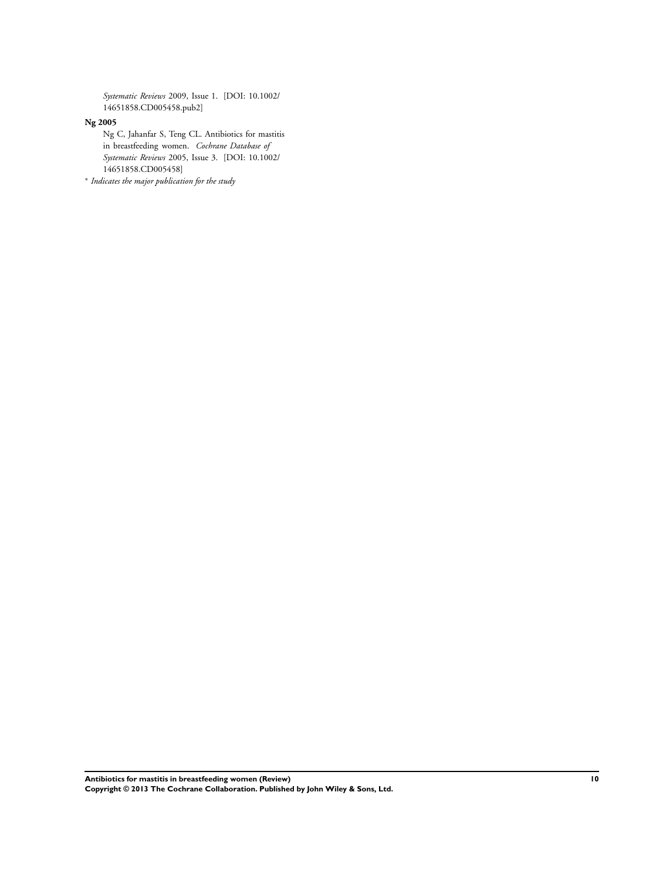*Systematic Reviews* 2009, Issue 1. [DOI: 10.1002/14651858.CD005458.pub2]

**Ng 2005**

Ng C, Jahanfar S, Teng CL. Antibiotics for mastitis in breastfeeding women. *Cochrane Database of Systematic Reviews* 2005, Issue 3. [DOI: 10.1002/14651858.CD005458]

* *Indicates the major publication for the study*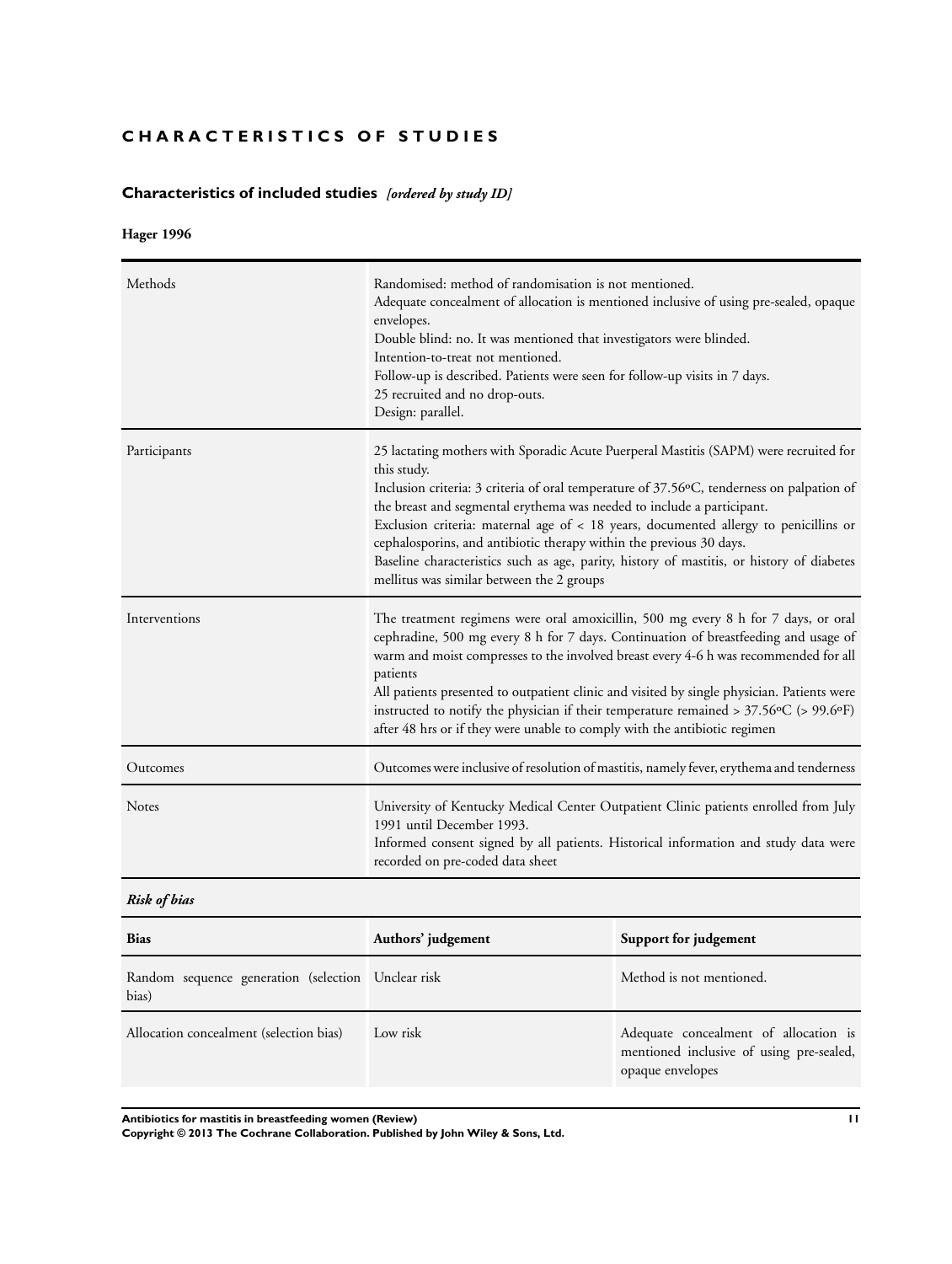# CHARACTERISTICS OF STUDIES

## Characteristics of included studies *[ordered by study ID]*

### Hager 1996

| | |
|---|---|
| Methods | Randomised: method of randomisation is not mentioned.<br>Adequate concealment of allocation is mentioned inclusive of using pre-sealed, opaque envelopes.<br>Double blind: no. It was mentioned that investigators were blinded.<br>Intention-to-treat not mentioned.<br>Follow-up is described. Patients were seen for follow-up visits in 7 days.<br>25 recruited and no drop-outs.<br>Design: parallel. |
| Participants | 25 lactating mothers with Sporadic Acute Puerperal Mastitis (SAPM) were recruited for this study.<br>Inclusion criteria: 3 criteria of oral temperature of 37.56ºC, tenderness on palpation of the breast and segmental erythema was needed to include a participant.<br>Exclusion criteria: maternal age of < 18 years, documented allergy to penicillins or cephalosporins, and antibiotic therapy within the previous 30 days.<br>Baseline characteristics such as age, parity, history of mastitis, or history of diabetes mellitus was similar between the 2 groups |
| Interventions | The treatment regimens were oral amoxicillin, 500 mg every 8 h for 7 days, or oral cephradine, 500 mg every 8 h for 7 days. Continuation of breastfeeding and usage of warm and moist compresses to the involved breast every 4-6 h was recommended for all patients<br>All patients presented to outpatient clinic and visited by single physician. Patients were instructed to notify the physician if their temperature remained > 37.56ºC (> 99.6ºF) after 48 hrs or if they were unable to comply with the antibiotic regimen |
| Outcomes | Outcomes were inclusive of resolution of mastitis, namely fever, erythema and tenderness |
| Notes | University of Kentucky Medical Center Outpatient Clinic patients enrolled from July 1991 until December 1993.<br>Informed consent signed by all patients. Historical information and study data were recorded on pre-coded data sheet |

***Risk of bias***

| Bias | Authors' judgement | Support for judgement |
|---|---|---|
| Random sequence generation (selection bias) | Unclear risk | Method is not mentioned. |
| Allocation concealment (selection bias) | Low risk | Adequate concealment of allocation is mentioned inclusive of using pre-sealed, opaque envelopes |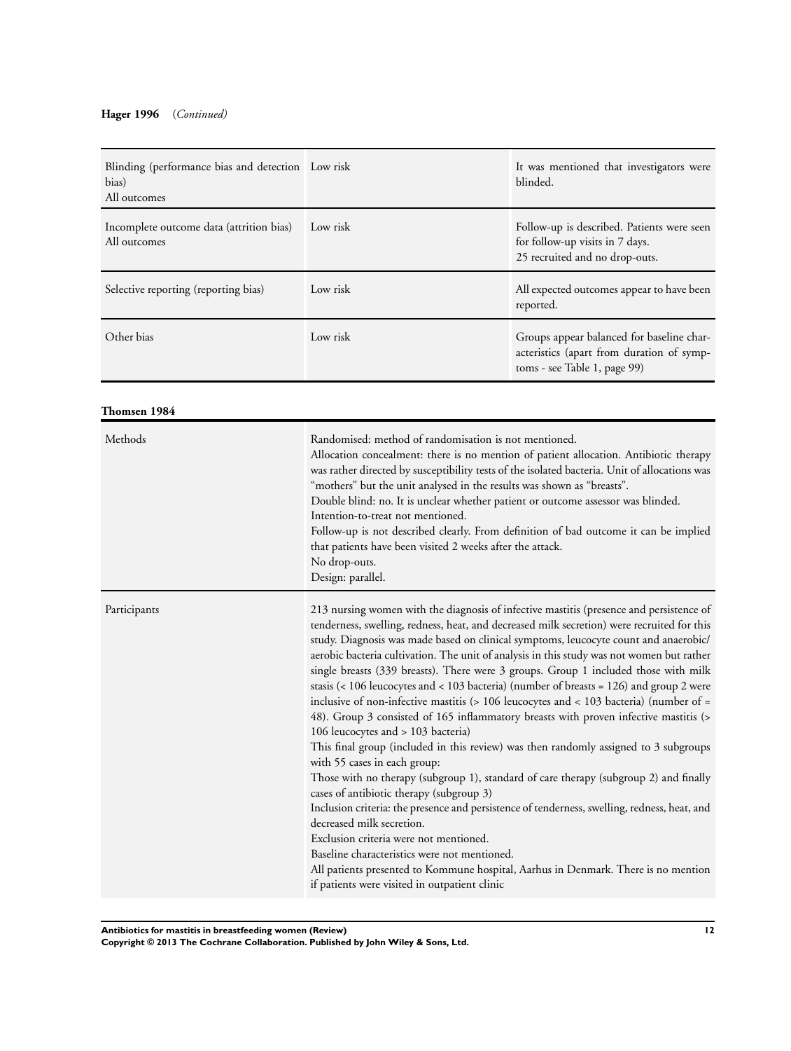**Hager 1996** (*Continued*)

| | | |
|---|---|---|
| Blinding (performance bias and detection bias)<br>All outcomes | Low risk | It was mentioned that investigators were blinded. |
| Incomplete outcome data (attrition bias)<br>All outcomes | Low risk | Follow-up is described. Patients were seen for follow-up visits in 7 days.<br>25 recruited and no drop-outs. |
| Selective reporting (reporting bias) | Low risk | All expected outcomes appear to have been reported. |
| Other bias | Low risk | Groups appear balanced for baseline characteristics (apart from duration of symptoms - see Table 1, page 99) |

**Thomsen 1984**

| | |
|---|---|
| Methods | Randomised: method of randomisation is not mentioned.<br>Allocation concealment: there is no mention of patient allocation. Antibiotic therapy was rather directed by susceptibility tests of the isolated bacteria. Unit of allocations was "mothers" but the unit analysed in the results was shown as "breasts".<br>Double blind: no. It is unclear whether patient or outcome assessor was blinded.<br>Intention-to-treat not mentioned.<br>Follow-up is not described clearly. From definition of bad outcome it can be implied that patients have been visited 2 weeks after the attack.<br>No drop-outs.<br>Design: parallel. |
| Participants | 213 nursing women with the diagnosis of infective mastitis (presence and persistence of tenderness, swelling, redness, heat, and decreased milk secretion) were recruited for this study. Diagnosis was made based on clinical symptoms, leucocyte count and anaerobic/aerobic bacteria cultivation. The unit of analysis in this study was not women but rather single breasts (339 breasts). There were 3 groups. Group 1 included those with milk stasis (< 106 leucocytes and < 103 bacteria) (number of breasts = 126) and group 2 were inclusive of non-infective mastitis (> 106 leucocytes and < 103 bacteria) (number of = 48). Group 3 consisted of 165 inflammatory breasts with proven infective mastitis (> 106 leucocytes and > 103 bacteria)<br>This final group (included in this review) was then randomly assigned to 3 subgroups with 55 cases in each group:<br>Those with no therapy (subgroup 1), standard of care therapy (subgroup 2) and finally cases of antibiotic therapy (subgroup 3)<br>Inclusion criteria: the presence and persistence of tenderness, swelling, redness, heat, and decreased milk secretion.<br>Exclusion criteria were not mentioned.<br>Baseline characteristics were not mentioned.<br>All patients presented to Kommune hospital, Aarhus in Denmark. There is no mention if patients were visited in outpatient clinic |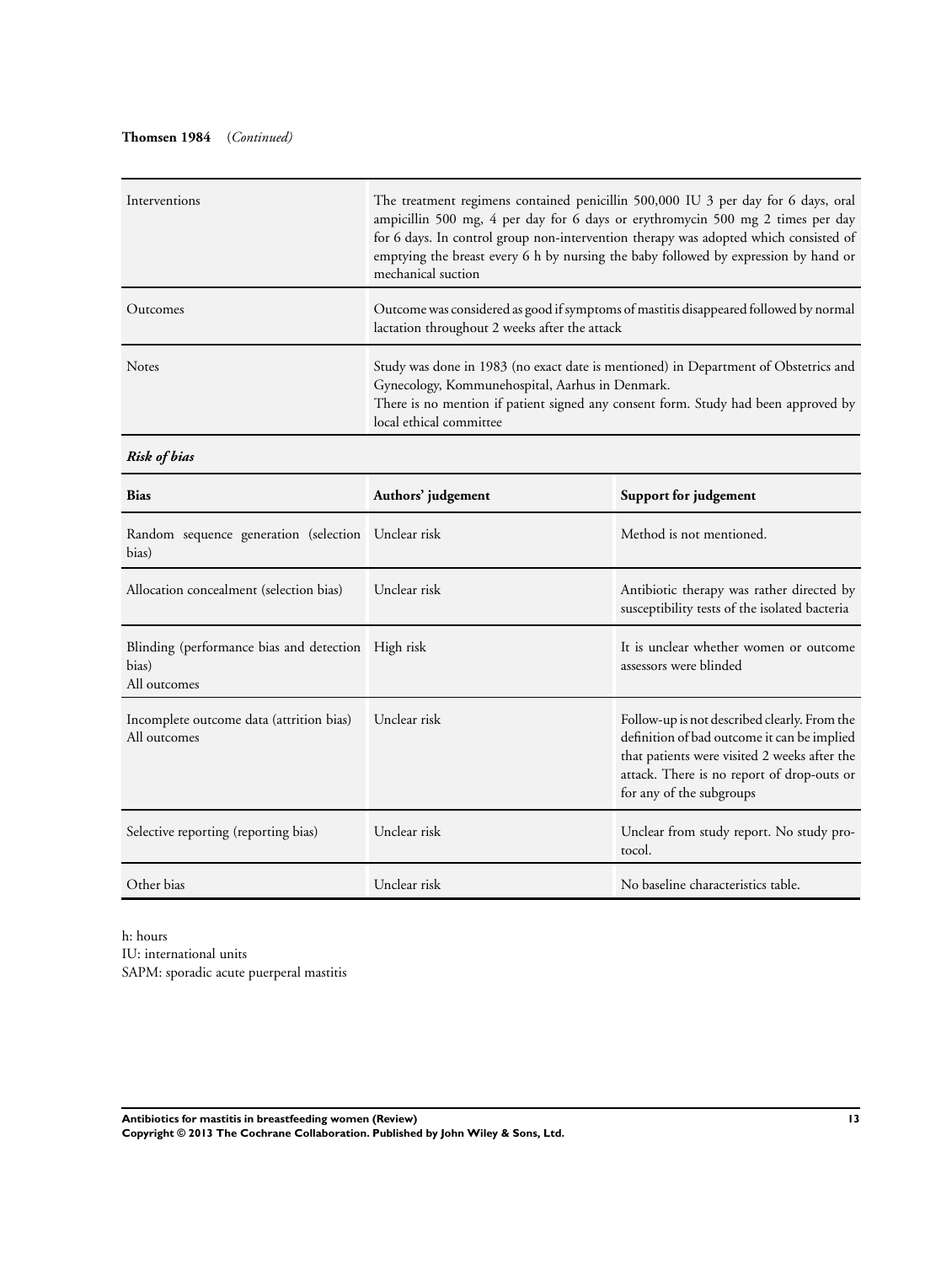**Thomsen 1984** (*Continued*)

| | |
|---|---|
| Interventions | The treatment regimens contained penicillin 500,000 IU 3 per day for 6 days, oral ampicillin 500 mg, 4 per day for 6 days or erythromycin 500 mg 2 times per day for 6 days. In control group non-intervention therapy was adopted which consisted of emptying the breast every 6 h by nursing the baby followed by expression by hand or mechanical suction |
| Outcomes | Outcome was considered as good if symptoms of mastitis disappeared followed by normal lactation throughout 2 weeks after the attack |
| Notes | Study was done in 1983 (no exact date is mentioned) in Department of Obstetrics and Gynecology, Kommunehospital, Aarhus in Denmark.<br>There is no mention if patient signed any consent form. Study had been approved by local ethical committee |

***Risk of bias***

| Bias | Authors' judgement | Support for judgement |
|---|---|---|
| Random sequence generation (selection bias) | Unclear risk | Method is not mentioned. |
| Allocation concealment (selection bias) | Unclear risk | Antibiotic therapy was rather directed by susceptibility tests of the isolated bacteria |
| Blinding (performance bias and detection bias)<br>All outcomes | High risk | It is unclear whether women or outcome assessors were blinded |
| Incomplete outcome data (attrition bias)<br>All outcomes | Unclear risk | Follow-up is not described clearly. From the definition of bad outcome it can be implied that patients were visited 2 weeks after the attack. There is no report of drop-outs or for any of the subgroups |
| Selective reporting (reporting bias) | Unclear risk | Unclear from study report. No study protocol. |
| Other bias | Unclear risk | No baseline characteristics table. |

h: hours
IU: international units
SAPM: sporadic acute puerperal mastitis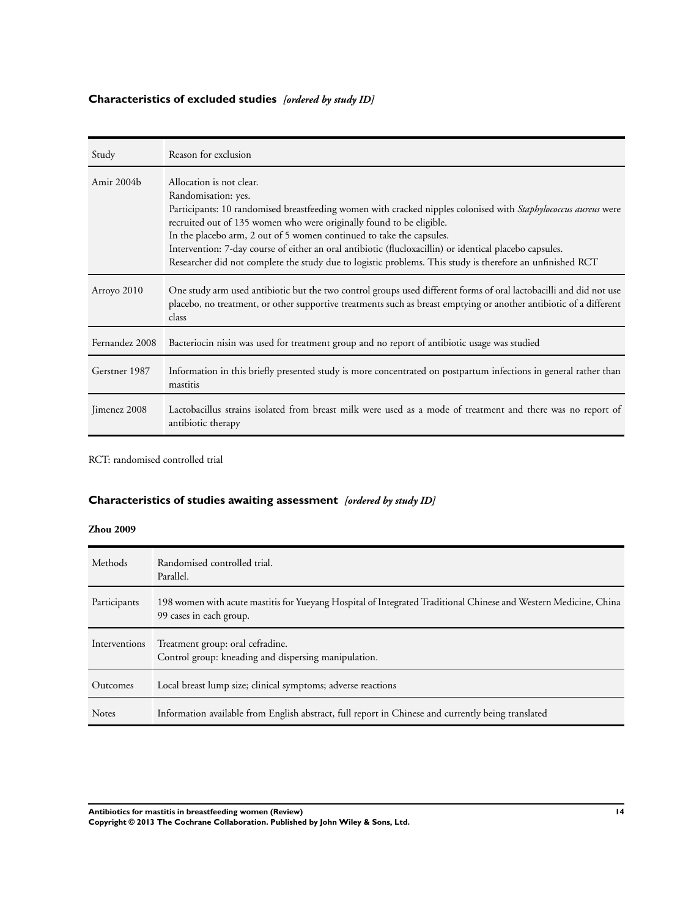## Characteristics of excluded studies *[ordered by study ID]*

| Study | Reason for exclusion |
|---|---|
| Amir 2004b | Allocation is not clear.<br>Randomisation: yes.<br>Participants: 10 randomised breastfeeding women with cracked nipples colonised with *Staphylococcus aureus* were recruited out of 135 women who were originally found to be eligible.<br>In the placebo arm, 2 out of 5 women continued to take the capsules.<br>Intervention: 7-day course of either an oral antibiotic (flucloxacillin) or identical placebo capsules.<br>Researcher did not complete the study due to logistic problems. This study is therefore an unfinished RCT |
| Arroyo 2010 | One study arm used antibiotic but the two control groups used different forms of oral lactobacilli and did not use placebo, no treatment, or other supportive treatments such as breast emptying or another antibiotic of a different class |
| Fernandez 2008 | Bacteriocin nisin was used for treatment group and no report of antibiotic usage was studied |
| Gerstner 1987 | Information in this briefly presented study is more concentrated on postpartum infections in general rather than mastitis |
| Jimenez 2008 | Lactobacillus strains isolated from breast milk were used as a mode of treatment and there was no report of antibiotic therapy |

RCT: randomised controlled trial

## Characteristics of studies awaiting assessment *[ordered by study ID]*

**Zhou 2009**

| | |
|---|---|
| Methods | Randomised controlled trial.<br>Parallel. |
| Participants | 198 women with acute mastitis for Yueyang Hospital of Integrated Traditional Chinese and Western Medicine, China 99 cases in each group. |
| Interventions | Treatment group: oral cefradine.<br>Control group: kneading and dispersing manipulation. |
| Outcomes | Local breast lump size; clinical symptoms; adverse reactions |
| Notes | Information available from English abstract, full report in Chinese and currently being translated |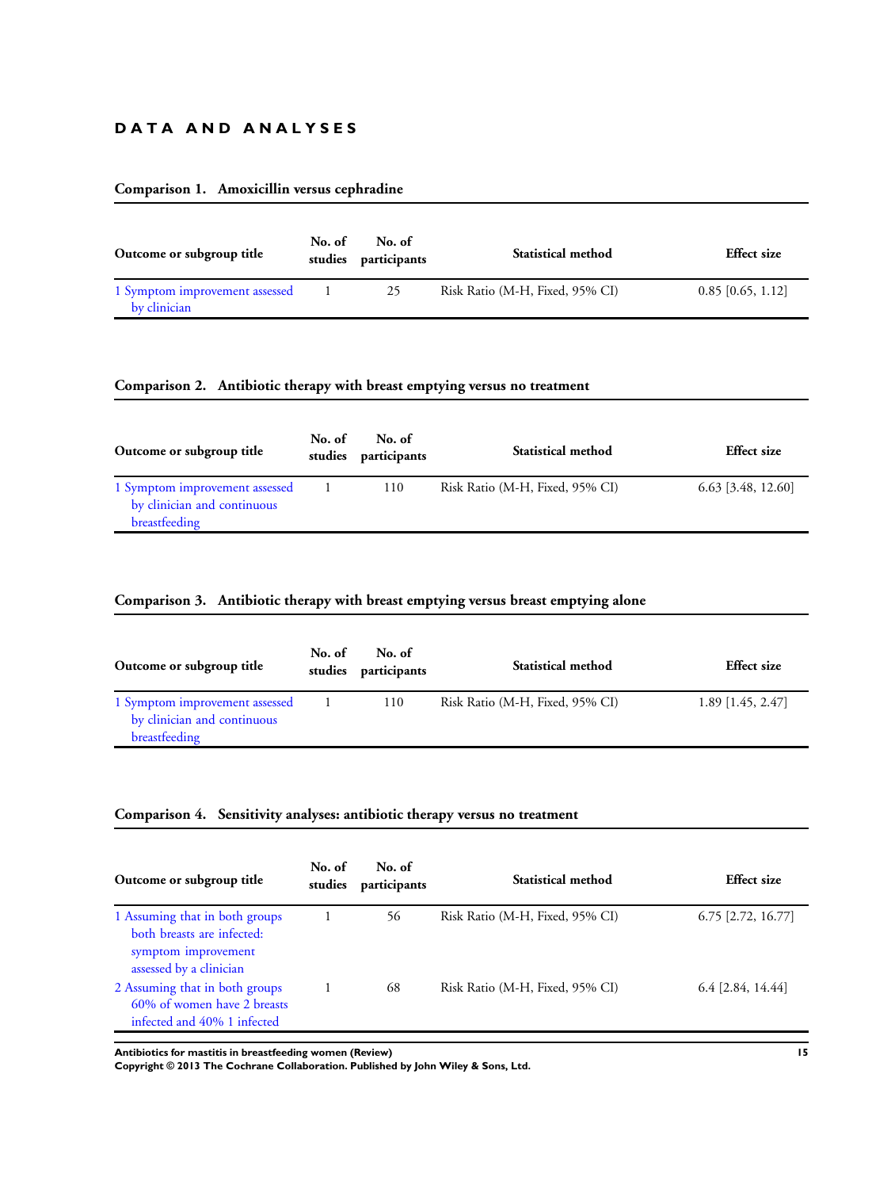# DATA AND ANALYSES

### Comparison 1. Amoxicillin versus cephradine

| Outcome or subgroup title | No. of studies | No. of participants | Statistical method | Effect size |
|---|---|---|---|---|
| 1 Symptom improvement assessed by clinician | 1 | 25 | Risk Ratio (M-H, Fixed, 95% CI) | 0.85 [0.65, 1.12] |

### Comparison 2. Antibiotic therapy with breast emptying versus no treatment

| Outcome or subgroup title | No. of studies | No. of participants | Statistical method | Effect size |
|---|---|---|---|---|
| 1 Symptom improvement assessed by clinician and continuous breastfeeding | 1 | 110 | Risk Ratio (M-H, Fixed, 95% CI) | 6.63 [3.48, 12.60] |

### Comparison 3. Antibiotic therapy with breast emptying versus breast emptying alone

| Outcome or subgroup title | No. of studies | No. of participants | Statistical method | Effect size |
|---|---|---|---|---|
| 1 Symptom improvement assessed by clinician and continuous breastfeeding | 1 | 110 | Risk Ratio (M-H, Fixed, 95% CI) | 1.89 [1.45, 2.47] |

### Comparison 4. Sensitivity analyses: antibiotic therapy versus no treatment

| Outcome or subgroup title | No. of studies | No. of participants | Statistical method | Effect size |
|---|---|---|---|---|
| 1 Assuming that in both groups both breasts are infected: symptom improvement assessed by a clinician | 1 | 56 | Risk Ratio (M-H, Fixed, 95% CI) | 6.75 [2.72, 16.77] |
| 2 Assuming that in both groups 60% of women have 2 breasts infected and 40% 1 infected | 1 | 68 | Risk Ratio (M-H, Fixed, 95% CI) | 6.4 [2.84, 14.44] |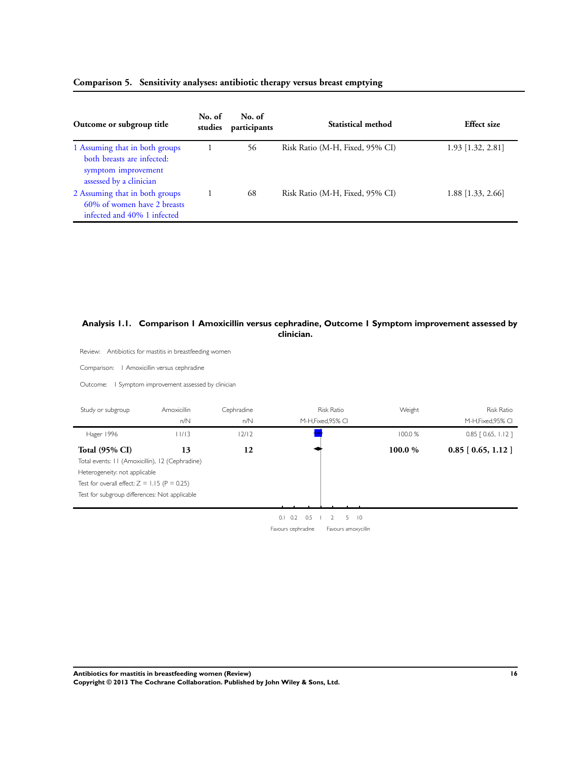### Comparison 5. Sensitivity analyses: antibiotic therapy versus breast emptying

| Outcome or subgroup title | No. of studies | No. of participants | Statistical method | Effect size |
|---|---|---|---|---|
| 1 Assuming that in both groups both breasts are infected: symptom improvement assessed by a clinician | 1 | 56 | Risk Ratio (M-H, Fixed, 95% CI) | 1.93 [1.32, 2.81] |
| 2 Assuming that in both groups 60% of women have 2 breasts infected and 40% 1 infected | 1 | 68 | Risk Ratio (M-H, Fixed, 95% CI) | 1.88 [1.33, 2.66] |

### Analysis 1.1. Comparison 1 Amoxicillin versus cephradine, Outcome 1 Symptom improvement assessed by clinician.

Review: Antibiotics for mastitis in breastfeeding women

Comparison: 1 Amoxicillin versus cephradine

Outcome: 1 Symptom improvement assessed by clinician

| Study or subgroup | Amoxicillin n/N | Cephradine n/N | Risk Ratio M-H,Fixed,95% CI | Weight | Risk Ratio M-H,Fixed,95% CI |
|---|---|---|---|---|---|
| Hager 1996 | 11/13 | 12/12 | | 100.0 % | 0.85 [ 0.65, 1.12 ] |
| **Total (95% CI)** | **13** | **12** | | **100.0 %** | **0.85 [ 0.65, 1.12 ]** |

Total events: 11 (Amoxicillin), 12 (Cephradine)

Heterogeneity: not applicable

Test for overall effect: Z = 1.15 (P = 0.25)

Test for subgroup differences: Not applicable

0.1 0.2 0.5 1 2 5 10

Favours cephradine Favours amoxycillin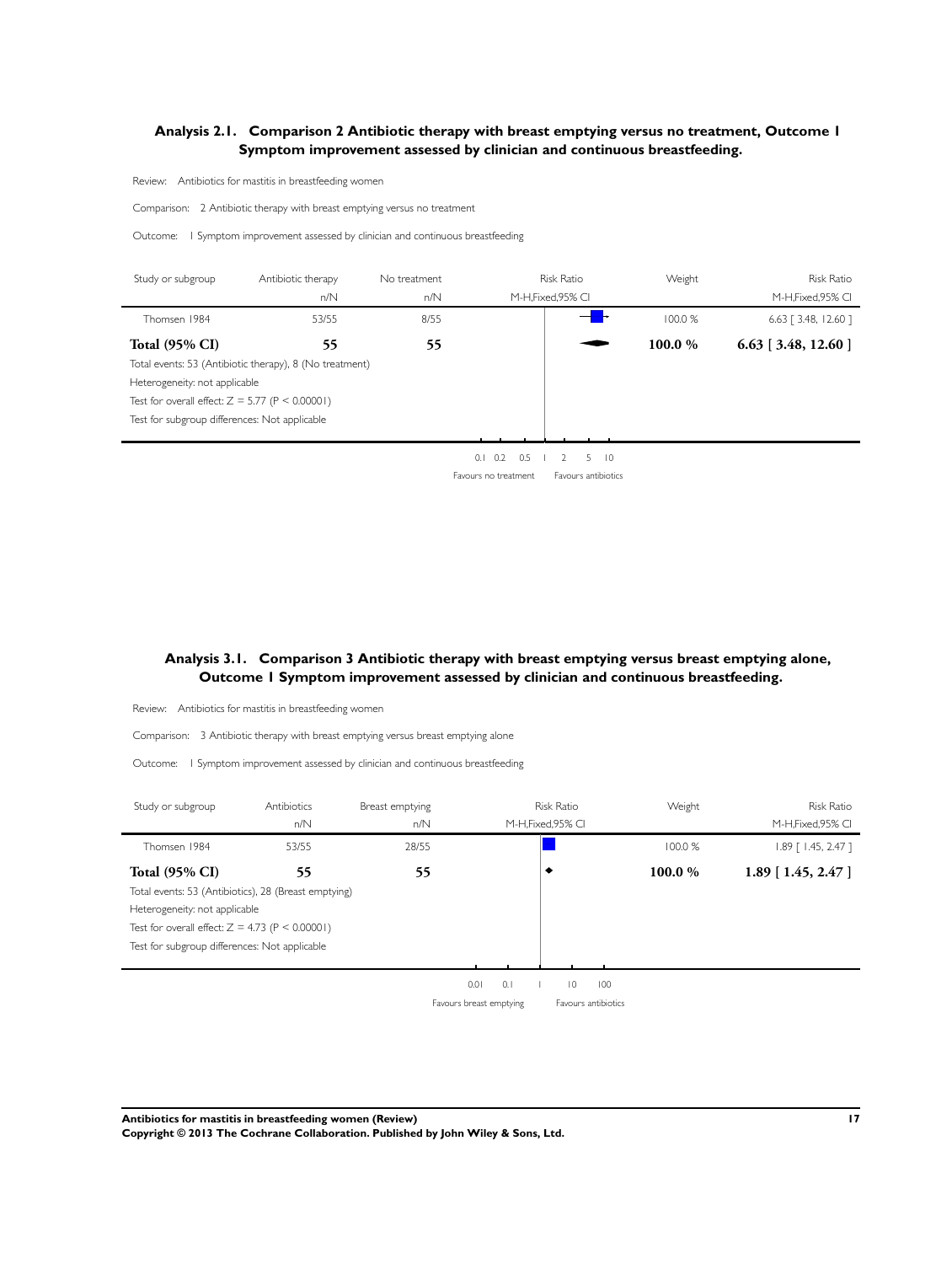## Analysis 2.1. Comparison 2 Antibiotic therapy with breast emptying versus no treatment, Outcome 1 Symptom improvement assessed by clinician and continuous breastfeeding.

Review: Antibiotics for mastitis in breastfeeding women

Comparison: 2 Antibiotic therapy with breast emptying versus no treatment

Outcome: 1 Symptom improvement assessed by clinician and continuous breastfeeding

| Study or subgroup | Antibiotic therapy n/N | No treatment n/N | Risk Ratio M-H,Fixed,95% CI | Weight | Risk Ratio M-H,Fixed,95% CI |
|---|---|---|---|---|---|
| Thomsen 1984 | 53/55 | 8/55 | | 100.0 % | 6.63 [ 3.48, 12.60 ] |
| **Total (95% CI)** | **55** | **55** | | **100.0 %** | **6.63 [ 3.48, 12.60 ]** |

Total events: 53 (Antibiotic therapy), 8 (No treatment)

Heterogeneity: not applicable

Test for overall effect: Z = 5.77 (P < 0.00001)

Test for subgroup differences: Not applicable

0.1 0.2 0.5 1 2 5 10

Favours no treatment Favours antibiotics

## Analysis 3.1. Comparison 3 Antibiotic therapy with breast emptying versus breast emptying alone, Outcome 1 Symptom improvement assessed by clinician and continuous breastfeeding.

Review: Antibiotics for mastitis in breastfeeding women

Comparison: 3 Antibiotic therapy with breast emptying versus breast emptying alone

Outcome: 1 Symptom improvement assessed by clinician and continuous breastfeeding

| Study or subgroup | Antibiotics n/N | Breast emptying n/N | Risk Ratio M-H,Fixed,95% CI | Weight | Risk Ratio M-H,Fixed,95% CI |
|---|---|---|---|---|---|
| Thomsen 1984 | 53/55 | 28/55 | | 100.0 % | 1.89 [ 1.45, 2.47 ] |
| **Total (95% CI)** | **55** | **55** | | **100.0 %** | **1.89 [ 1.45, 2.47 ]** |

Total events: 53 (Antibiotics), 28 (Breast emptying)

Heterogeneity: not applicable

Test for overall effect: Z = 4.73 (P < 0.00001)

Test for subgroup differences: Not applicable

0.01 0.1 1 10 100

Favours breast emptying Favours antibiotics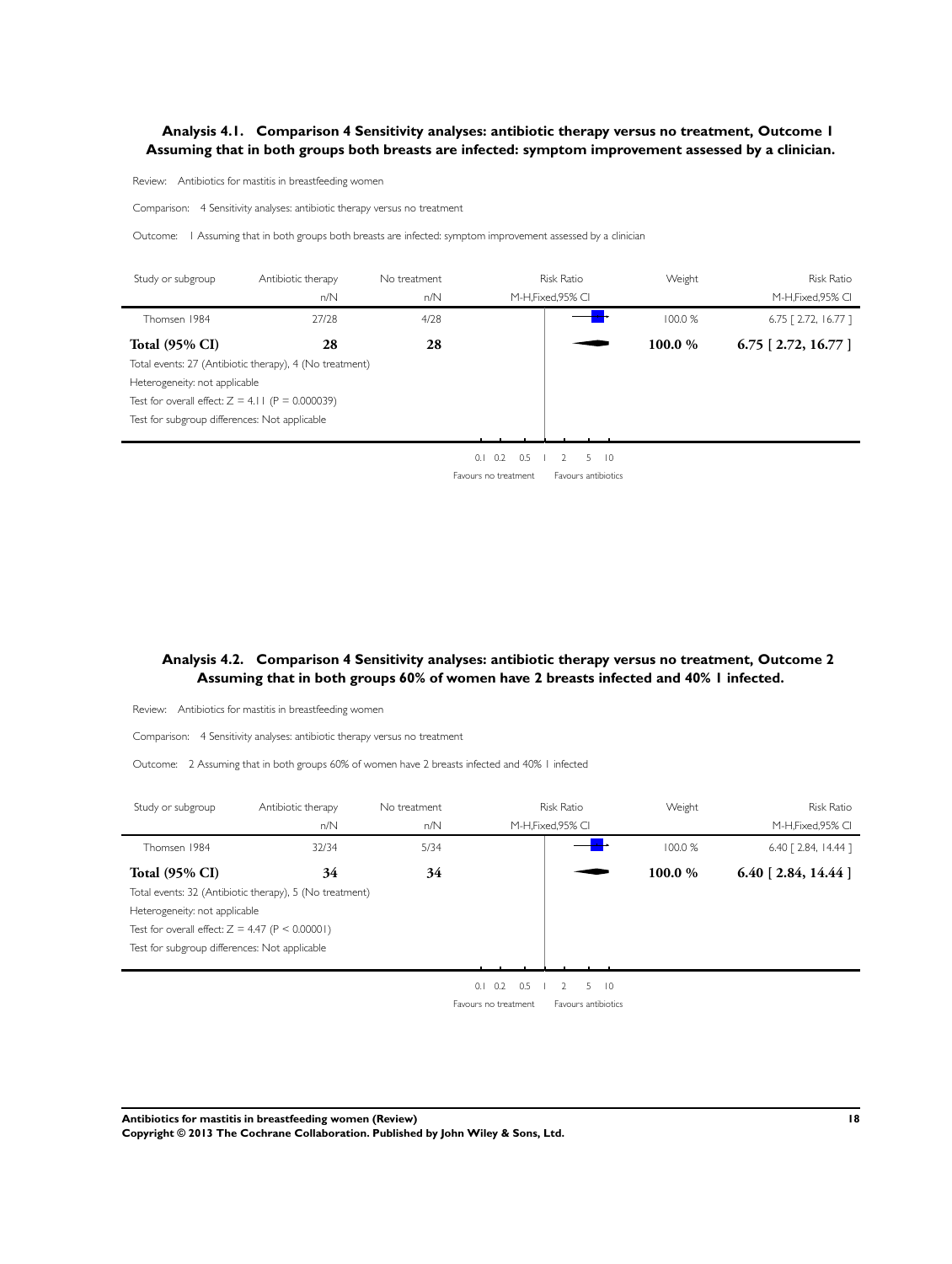## Analysis 4.1. Comparison 4 Sensitivity analyses: antibiotic therapy versus no treatment, Outcome 1 Assuming that in both groups both breasts are infected: symptom improvement assessed by a clinician.

Review: Antibiotics for mastitis in breastfeeding women

Comparison: 4 Sensitivity analyses: antibiotic therapy versus no treatment

Outcome: 1 Assuming that in both groups both breasts are infected: symptom improvement assessed by a clinician

| Study or subgroup | Antibiotic therapy n/N | No treatment n/N | Risk Ratio M-H,Fixed,95% CI | Weight | Risk Ratio M-H,Fixed,95% CI |
|---|---|---|---|---|---|
| Thomsen 1984 | 27/28 | 4/28 | | 100.0 % | 6.75 [ 2.72, 16.77 ] |
| **Total (95% CI)** | **28** | **28** | | **100.0 %** | **6.75 [ 2.72, 16.77 ]** |

Total events: 27 (Antibiotic therapy), 4 (No treatment)

Heterogeneity: not applicable

Test for overall effect: $Z = 4.11$ ($P = 0.000039$)

Test for subgroup differences: Not applicable

0.1 0.2 0.5 1 2 5 10

Favours no treatment | Favours antibiotics

## Analysis 4.2. Comparison 4 Sensitivity analyses: antibiotic therapy versus no treatment, Outcome 2 Assuming that in both groups 60% of women have 2 breasts infected and 40% 1 infected.

Review: Antibiotics for mastitis in breastfeeding women

Comparison: 4 Sensitivity analyses: antibiotic therapy versus no treatment

Outcome: 2 Assuming that in both groups 60% of women have 2 breasts infected and 40% 1 infected

| Study or subgroup | Antibiotic therapy n/N | No treatment n/N | Risk Ratio M-H,Fixed,95% CI | Weight | Risk Ratio M-H,Fixed,95% CI |
|---|---|---|---|---|---|
| Thomsen 1984 | 32/34 | 5/34 | | 100.0 % | 6.40 [ 2.84, 14.44 ] |
| **Total (95% CI)** | **34** | **34** | | **100.0 %** | **6.40 [ 2.84, 14.44 ]** |

Total events: 32 (Antibiotic therapy), 5 (No treatment)

Heterogeneity: not applicable

Test for overall effect: $Z = 4.47$ ($P < 0.00001$)

Test for subgroup differences: Not applicable

0.1 0.2 0.5 1 2 5 10

Favours no treatment | Favours antibiotics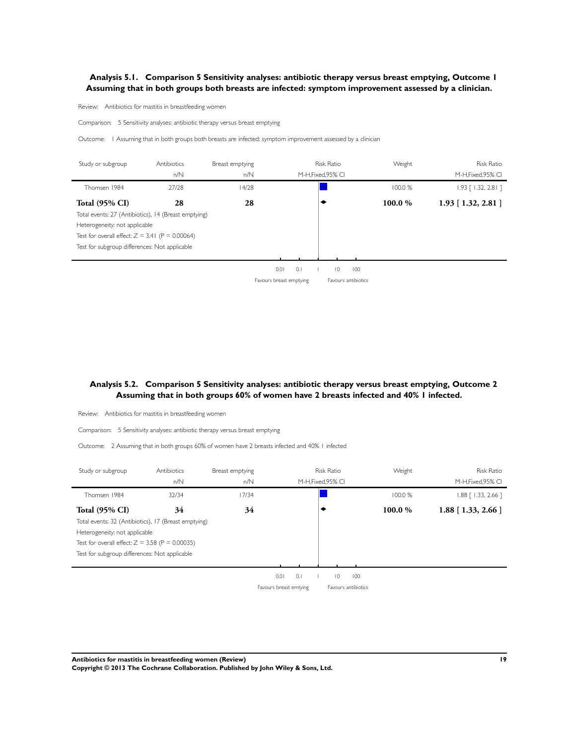### Analysis 5.1. Comparison 5 Sensitivity analyses: antibiotic therapy versus breast emptying, Outcome 1 Assuming that in both groups both breasts are infected: symptom improvement assessed by a clinician.

Review: Antibiotics for mastitis in breastfeeding women

Comparison: 5 Sensitivity analyses: antibiotic therapy versus breast emptying

Outcome: 1 Assuming that in both groups both breasts are infected: symptom improvement assessed by a clinician

| Study or subgroup | Antibiotics n/N | Breast emptying n/N | Risk Ratio M-H,Fixed,95% CI | Weight | Risk Ratio M-H,Fixed,95% CI |
|---|---|---|---|---|---|
| Thomsen 1984 | 27/28 | 14/28 | | 100.0 % | 1.93 [ 1.32, 2.81 ] |
| **Total (95% CI)** | **28** | **28** | | **100.0 %** | **1.93 [ 1.32, 2.81 ]** |

Total events: 27 (Antibiotics), 14 (Breast emptying)

Heterogeneity: not applicable

Test for overall effect: Z = 3.41 (P = 0.00064)

Test for subgroup differences: Not applicable

0.01 0.1 1 10 100

Favours breast emptying — Favours antibiotics

### Analysis 5.2. Comparison 5 Sensitivity analyses: antibiotic therapy versus breast emptying, Outcome 2 Assuming that in both groups 60% of women have 2 breasts infected and 40% 1 infected.

Review: Antibiotics for mastitis in breastfeeding women

Comparison: 5 Sensitivity analyses: antibiotic therapy versus breast emptying

Outcome: 2 Assuming that in both groups 60% of women have 2 breasts infected and 40% 1 infected

| Study or subgroup | Antibiotics n/N | Breast emptying n/N | Risk Ratio M-H,Fixed,95% CI | Weight | Risk Ratio M-H,Fixed,95% CI |
|---|---|---|---|---|---|
| Thomsen 1984 | 32/34 | 17/34 | | 100.0 % | 1.88 [ 1.33, 2.66 ] |
| **Total (95% CI)** | **34** | **34** | | **100.0 %** | **1.88 [ 1.33, 2.66 ]** |

Total events: 32 (Antibiotics), 17 (Breast emptying)

Heterogeneity: not applicable

Test for overall effect: Z = 3.58 (P = 0.00035)

Test for subgroup differences: Not applicable

0.01 0.1 1 10 100

Favours breast emtying — Favours antibiotics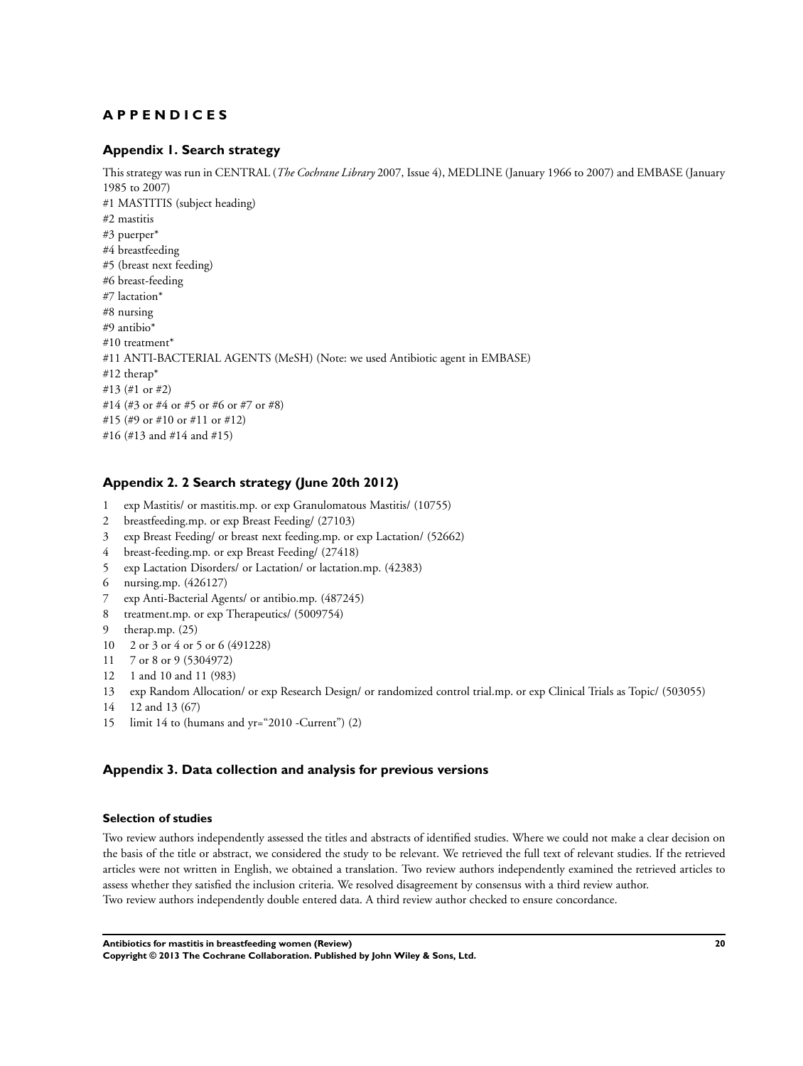# APPENDICES

## Appendix 1. Search strategy

This strategy was run in CENTRAL (*The Cochrane Library* 2007, Issue 4), MEDLINE (January 1966 to 2007) and EMBASE (January 1985 to 2007)

#1 MASTITIS (subject heading)
#2 mastitis
#3 puerper*
#4 breastfeeding
#5 (breast next feeding)
#6 breast-feeding
#7 lactation*
#8 nursing
#9 antibio*
#10 treatment*
#11 ANTI-BACTERIAL AGENTS (MeSH) (Note: we used Antibiotic agent in EMBASE)
#12 therap*
#13 (#1 or #2)
#14 (#3 or #4 or #5 or #6 or #7 or #8)
#15 (#9 or #10 or #11 or #12)
#16 (#13 and #14 and #15)

## Appendix 2. 2 Search strategy (June 20th 2012)

1 exp Mastitis/ or mastitis.mp. or exp Granulomatous Mastitis/ (10755)
2 breastfeeding.mp. or exp Breast Feeding/ (27103)
3 exp Breast Feeding/ or breast next feeding.mp. or exp Lactation/ (52662)
4 breast-feeding.mp. or exp Breast Feeding/ (27418)
5 exp Lactation Disorders/ or Lactation/ or lactation.mp. (42383)
6 nursing.mp. (426127)
7 exp Anti-Bacterial Agents/ or antibio.mp. (487245)
8 treatment.mp. or exp Therapeutics/ (5009754)
9 therap.mp. (25)
10 2 or 3 or 4 or 5 or 6 (491228)
11 7 or 8 or 9 (5304972)
12 1 and 10 and 11 (983)
13 exp Random Allocation/ or exp Research Design/ or randomized control trial.mp. or exp Clinical Trials as Topic/ (503055)
14 12 and 13 (67)
15 limit 14 to (humans and yr="2010 -Current") (2)

## Appendix 3. Data collection and analysis for previous versions

### Selection of studies

Two review authors independently assessed the titles and abstracts of identified studies. Where we could not make a clear decision on the basis of the title or abstract, we considered the study to be relevant. We retrieved the full text of relevant studies. If the retrieved articles were not written in English, we obtained a translation. Two review authors independently examined the retrieved articles to assess whether they satisfied the inclusion criteria. We resolved disagreement by consensus with a third review author.
Two review authors independently double entered data. A third review author checked to ensure concordance.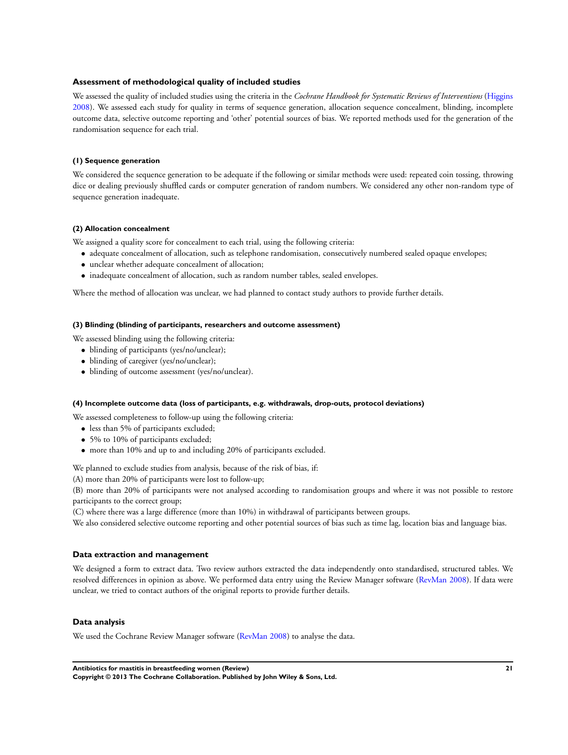### Assessment of methodological quality of included studies

We assessed the quality of included studies using the criteria in the *Cochrane Handbook for Systematic Reviews of Interventions* (Higgins 2008). We assessed each study for quality in terms of sequence generation, allocation sequence concealment, blinding, incomplete outcome data, selective outcome reporting and 'other' potential sources of bias. We reported methods used for the generation of the randomisation sequence for each trial.

#### (1) Sequence generation

We considered the sequence generation to be adequate if the following or similar methods were used: repeated coin tossing, throwing dice or dealing previously shuffled cards or computer generation of random numbers. We considered any other non-random type of sequence generation inadequate.

#### (2) Allocation concealment

We assigned a quality score for concealment to each trial, using the following criteria:

- adequate concealment of allocation, such as telephone randomisation, consecutively numbered sealed opaque envelopes;
- unclear whether adequate concealment of allocation;
- inadequate concealment of allocation, such as random number tables, sealed envelopes.

Where the method of allocation was unclear, we had planned to contact study authors to provide further details.

#### (3) Blinding (blinding of participants, researchers and outcome assessment)

We assessed blinding using the following criteria:

- blinding of participants (yes/no/unclear);
- blinding of caregiver (yes/no/unclear);
- blinding of outcome assessment (yes/no/unclear).

#### (4) Incomplete outcome data (loss of participants, e.g. withdrawals, drop-outs, protocol deviations)

We assessed completeness to follow-up using the following criteria:

- less than 5% of participants excluded;
- 5% to 10% of participants excluded;
- more than 10% and up to and including 20% of participants excluded.

We planned to exclude studies from analysis, because of the risk of bias, if:

(A) more than 20% of participants were lost to follow-up;

(B) more than 20% of participants were not analysed according to randomisation groups and where it was not possible to restore participants to the correct group;

(C) where there was a large difference (more than 10%) in withdrawal of participants between groups.

We also considered selective outcome reporting and other potential sources of bias such as time lag, location bias and language bias.

### Data extraction and management

We designed a form to extract data. Two review authors extracted the data independently onto standardised, structured tables. We resolved differences in opinion as above. We performed data entry using the Review Manager software (RevMan 2008). If data were unclear, we tried to contact authors of the original reports to provide further details.

### Data analysis

We used the Cochrane Review Manager software (RevMan 2008) to analyse the data.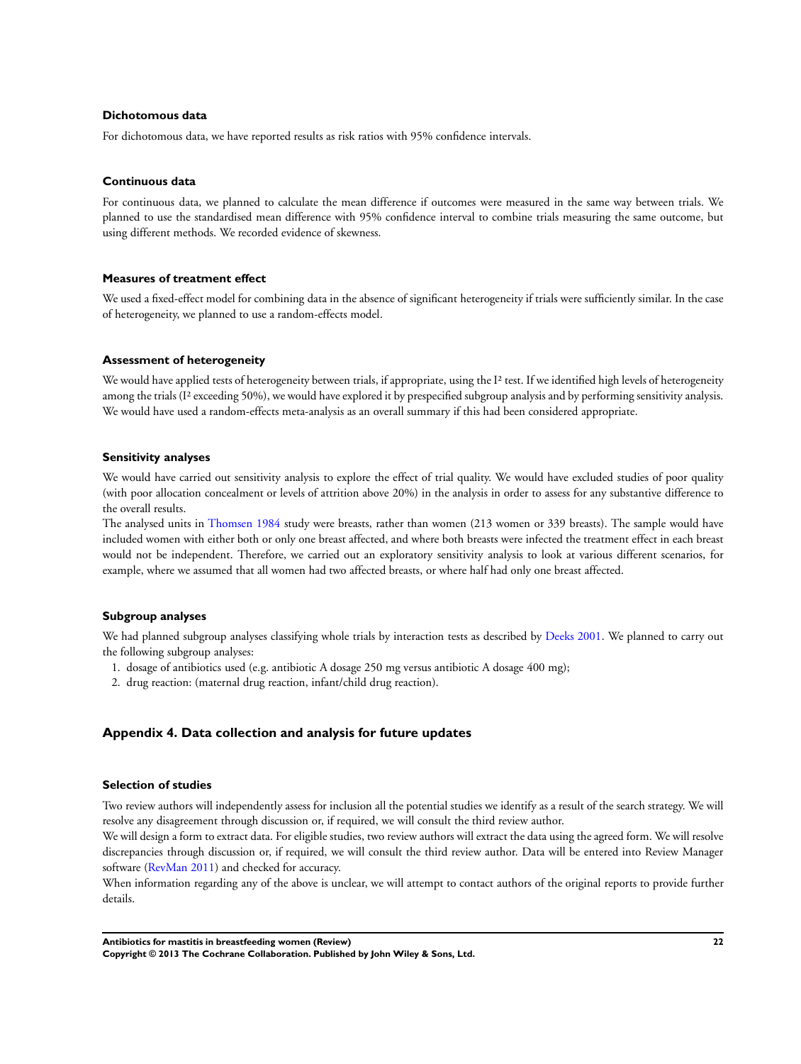#### Dichotomous data

For dichotomous data, we have reported results as risk ratios with 95% confidence intervals.

#### Continuous data

For continuous data, we planned to calculate the mean difference if outcomes were measured in the same way between trials. We planned to use the standardised mean difference with 95% confidence interval to combine trials measuring the same outcome, but using different methods. We recorded evidence of skewness.

#### Measures of treatment effect

We used a fixed-effect model for combining data in the absence of significant heterogeneity if trials were sufficiently similar. In the case of heterogeneity, we planned to use a random-effects model.

#### Assessment of heterogeneity

We would have applied tests of heterogeneity between trials, if appropriate, using the $I^2$ test. If we identified high levels of heterogeneity among the trials ($I^2$ exceeding 50%), we would have explored it by prespecified subgroup analysis and by performing sensitivity analysis. We would have used a random-effects meta-analysis as an overall summary if this had been considered appropriate.

#### Sensitivity analyses

We would have carried out sensitivity analysis to explore the effect of trial quality. We would have excluded studies of poor quality (with poor allocation concealment or levels of attrition above 20%) in the analysis in order to assess for any substantive difference to the overall results.

The analysed units in Thomsen 1984 study were breasts, rather than women (213 women or 339 breasts). The sample would have included women with either both or only one breast affected, and where both breasts were infected the treatment effect in each breast would not be independent. Therefore, we carried out an exploratory sensitivity analysis to look at various different scenarios, for example, where we assumed that all women had two affected breasts, or where half had only one breast affected.

#### Subgroup analyses

We had planned subgroup analyses classifying whole trials by interaction tests as described by Deeks 2001. We planned to carry out the following subgroup analyses:

1. dosage of antibiotics used (e.g. antibiotic A dosage 250 mg versus antibiotic A dosage 400 mg);
2. drug reaction: (maternal drug reaction, infant/child drug reaction).

### Appendix 4. Data collection and analysis for future updates

#### Selection of studies

Two review authors will independently assess for inclusion all the potential studies we identify as a result of the search strategy. We will resolve any disagreement through discussion or, if required, we will consult the third review author.

We will design a form to extract data. For eligible studies, two review authors will extract the data using the agreed form. We will resolve discrepancies through discussion or, if required, we will consult the third review author. Data will be entered into Review Manager software (RevMan 2011) and checked for accuracy.

When information regarding any of the above is unclear, we will attempt to contact authors of the original reports to provide further details.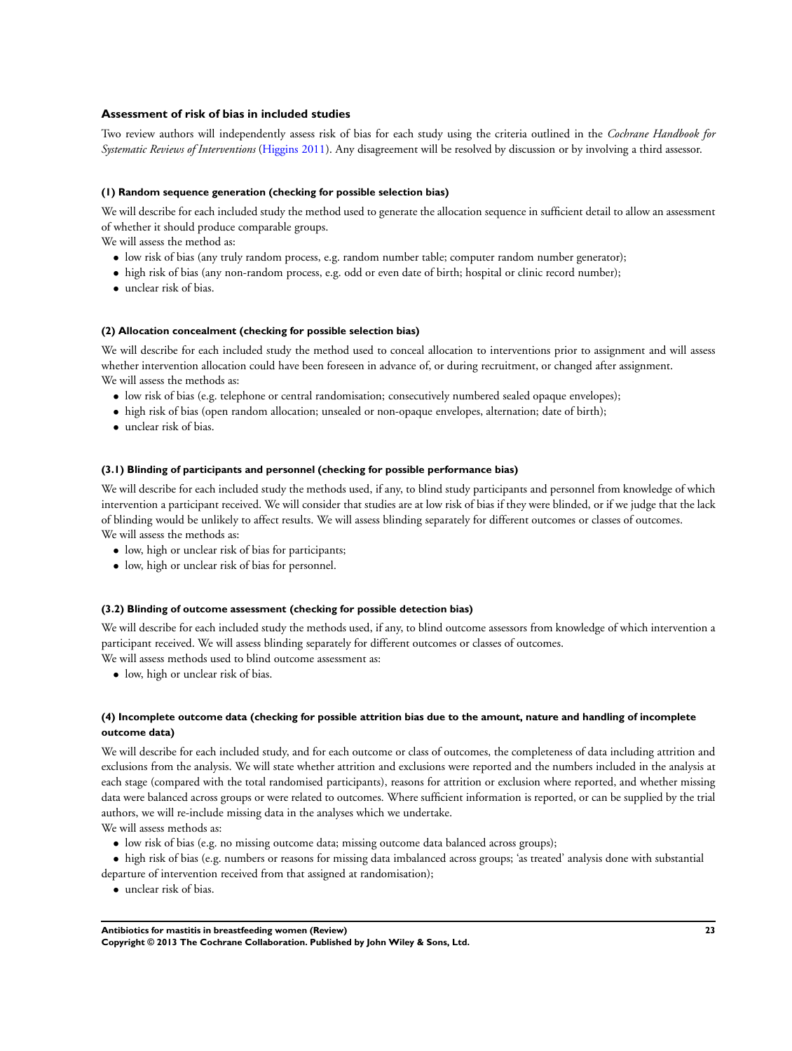### Assessment of risk of bias in included studies

Two review authors will independently assess risk of bias for each study using the criteria outlined in the *Cochrane Handbook for Systematic Reviews of Interventions* (Higgins 2011). Any disagreement will be resolved by discussion or by involving a third assessor.

#### (1) Random sequence generation (checking for possible selection bias)

We will describe for each included study the method used to generate the allocation sequence in sufficient detail to allow an assessment of whether it should produce comparable groups.

We will assess the method as:

- low risk of bias (any truly random process, e.g. random number table; computer random number generator);
- high risk of bias (any non-random process, e.g. odd or even date of birth; hospital or clinic record number);
- unclear risk of bias.

#### (2) Allocation concealment (checking for possible selection bias)

We will describe for each included study the method used to conceal allocation to interventions prior to assignment and will assess whether intervention allocation could have been foreseen in advance of, or during recruitment, or changed after assignment.

We will assess the methods as:

- low risk of bias (e.g. telephone or central randomisation; consecutively numbered sealed opaque envelopes);
- high risk of bias (open random allocation; unsealed or non-opaque envelopes, alternation; date of birth);
- unclear risk of bias.

#### (3.1) Blinding of participants and personnel (checking for possible performance bias)

We will describe for each included study the methods used, if any, to blind study participants and personnel from knowledge of which intervention a participant received. We will consider that studies are at low risk of bias if they were blinded, or if we judge that the lack of blinding would be unlikely to affect results. We will assess blinding separately for different outcomes or classes of outcomes.

We will assess the methods as:

- low, high or unclear risk of bias for participants;
- low, high or unclear risk of bias for personnel.

#### (3.2) Blinding of outcome assessment (checking for possible detection bias)

We will describe for each included study the methods used, if any, to blind outcome assessors from knowledge of which intervention a participant received. We will assess blinding separately for different outcomes or classes of outcomes.

We will assess methods used to blind outcome assessment as:

- low, high or unclear risk of bias.

#### (4) Incomplete outcome data (checking for possible attrition bias due to the amount, nature and handling of incomplete outcome data)

We will describe for each included study, and for each outcome or class of outcomes, the completeness of data including attrition and exclusions from the analysis. We will state whether attrition and exclusions were reported and the numbers included in the analysis at each stage (compared with the total randomised participants), reasons for attrition or exclusion where reported, and whether missing data were balanced across groups or were related to outcomes. Where sufficient information is reported, or can be supplied by the trial authors, we will re-include missing data in the analyses which we undertake.

We will assess methods as:

- low risk of bias (e.g. no missing outcome data; missing outcome data balanced across groups);
- high risk of bias (e.g. numbers or reasons for missing data imbalanced across groups; 'as treated' analysis done with substantial departure of intervention received from that assigned at randomisation);
- unclear risk of bias.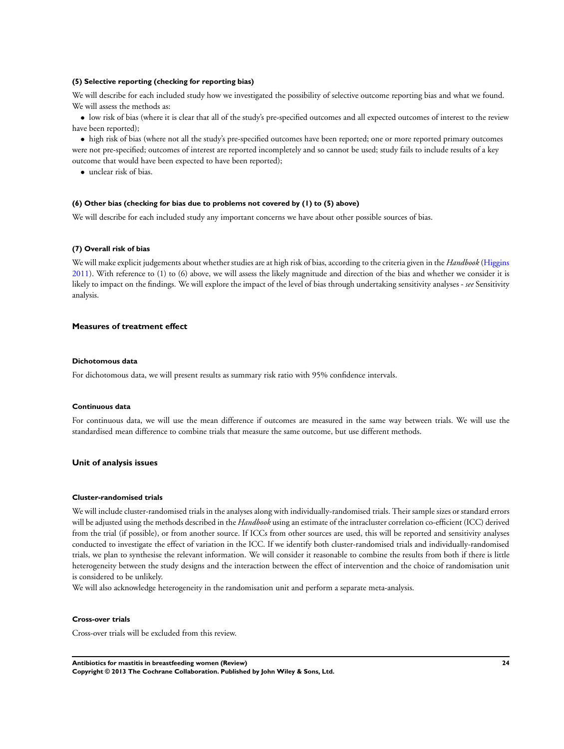#### (5) Selective reporting (checking for reporting bias)

We will describe for each included study how we investigated the possibility of selective outcome reporting bias and what we found. We will assess the methods as:

- low risk of bias (where it is clear that all of the study's pre-specified outcomes and all expected outcomes of interest to the review have been reported);
- high risk of bias (where not all the study's pre-specified outcomes have been reported; one or more reported primary outcomes were not pre-specified; outcomes of interest are reported incompletely and so cannot be used; study fails to include results of a key outcome that would have been expected to have been reported);
- unclear risk of bias.

#### (6) Other bias (checking for bias due to problems not covered by (1) to (5) above)

We will describe for each included study any important concerns we have about other possible sources of bias.

#### (7) Overall risk of bias

We will make explicit judgements about whether studies are at high risk of bias, according to the criteria given in the *Handbook* (Higgins 2011). With reference to (1) to (6) above, we will assess the likely magnitude and direction of the bias and whether we consider it is likely to impact on the findings. We will explore the impact of the level of bias through undertaking sensitivity analyses - *see* Sensitivity analysis.

### Measures of treatment effect

#### Dichotomous data

For dichotomous data, we will present results as summary risk ratio with 95% confidence intervals.

#### Continuous data

For continuous data, we will use the mean difference if outcomes are measured in the same way between trials. We will use the standardised mean difference to combine trials that measure the same outcome, but use different methods.

### Unit of analysis issues

#### Cluster-randomised trials

We will include cluster-randomised trials in the analyses along with individually-randomised trials. Their sample sizes or standard errors will be adjusted using the methods described in the *Handbook* using an estimate of the intracluster correlation co-efficient (ICC) derived from the trial (if possible), or from another source. If ICCs from other sources are used, this will be reported and sensitivity analyses conducted to investigate the effect of variation in the ICC. If we identify both cluster-randomised trials and individually-randomised trials, we plan to synthesise the relevant information. We will consider it reasonable to combine the results from both if there is little heterogeneity between the study designs and the interaction between the effect of intervention and the choice of randomisation unit is considered to be unlikely.

We will also acknowledge heterogeneity in the randomisation unit and perform a separate meta-analysis.

#### Cross-over trials

Cross-over trials will be excluded from this review.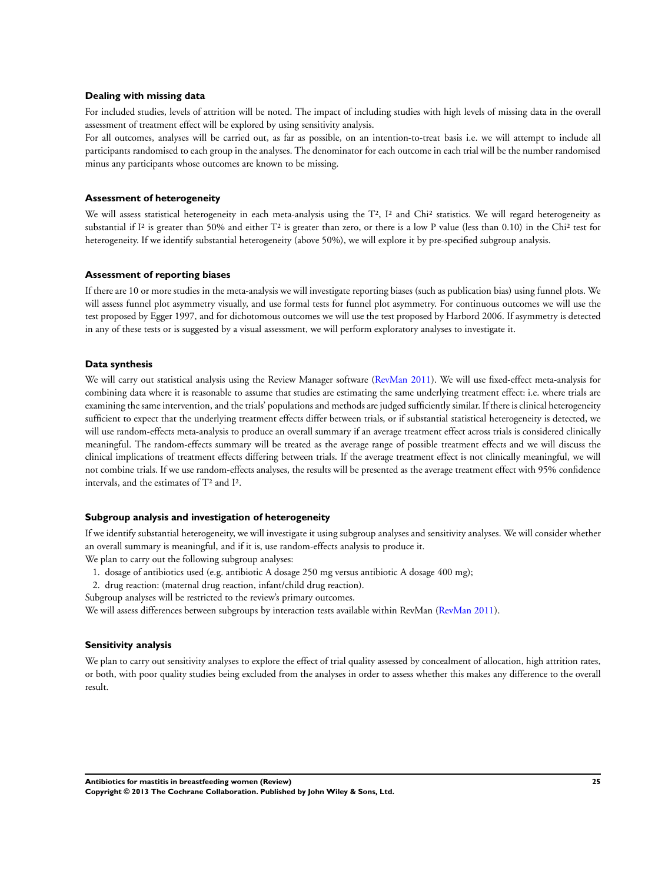### Dealing with missing data

For included studies, levels of attrition will be noted. The impact of including studies with high levels of missing data in the overall assessment of treatment effect will be explored by using sensitivity analysis.

For all outcomes, analyses will be carried out, as far as possible, on an intention-to-treat basis i.e. we will attempt to include all participants randomised to each group in the analyses. The denominator for each outcome in each trial will be the number randomised minus any participants whose outcomes are known to be missing.

### Assessment of heterogeneity

We will assess statistical heterogeneity in each meta-analysis using the $T^2$, $I^2$ and $Chi^2$ statistics. We will regard heterogeneity as substantial if $I^2$ is greater than 50% and either $T^2$ is greater than zero, or there is a low P value (less than 0.10) in the $Chi^2$ test for heterogeneity. If we identify substantial heterogeneity (above 50%), we will explore it by pre-specified subgroup analysis.

### Assessment of reporting biases

If there are 10 or more studies in the meta-analysis we will investigate reporting biases (such as publication bias) using funnel plots. We will assess funnel plot asymmetry visually, and use formal tests for funnel plot asymmetry. For continuous outcomes we will use the test proposed by Egger 1997, and for dichotomous outcomes we will use the test proposed by Harbord 2006. If asymmetry is detected in any of these tests or is suggested by a visual assessment, we will perform exploratory analyses to investigate it.

### Data synthesis

We will carry out statistical analysis using the Review Manager software (RevMan 2011). We will use fixed-effect meta-analysis for combining data where it is reasonable to assume that studies are estimating the same underlying treatment effect: i.e. where trials are examining the same intervention, and the trials' populations and methods are judged sufficiently similar. If there is clinical heterogeneity sufficient to expect that the underlying treatment effects differ between trials, or if substantial statistical heterogeneity is detected, we will use random-effects meta-analysis to produce an overall summary if an average treatment effect across trials is considered clinically meaningful. The random-effects summary will be treated as the average range of possible treatment effects and we will discuss the clinical implications of treatment effects differing between trials. If the average treatment effect is not clinically meaningful, we will not combine trials. If we use random-effects analyses, the results will be presented as the average treatment effect with 95% confidence intervals, and the estimates of $T^2$ and $I^2$.

### Subgroup analysis and investigation of heterogeneity

If we identify substantial heterogeneity, we will investigate it using subgroup analyses and sensitivity analyses. We will consider whether an overall summary is meaningful, and if it is, use random-effects analysis to produce it.

We plan to carry out the following subgroup analyses:

1. dosage of antibiotics used (e.g. antibiotic A dosage 250 mg versus antibiotic A dosage 400 mg);
2. drug reaction: (maternal drug reaction, infant/child drug reaction).

Subgroup analyses will be restricted to the review's primary outcomes.

We will assess differences between subgroups by interaction tests available within RevMan (RevMan 2011).

### Sensitivity analysis

We plan to carry out sensitivity analyses to explore the effect of trial quality assessed by concealment of allocation, high attrition rates, or both, with poor quality studies being excluded from the analyses in order to assess whether this makes any difference to the overall result.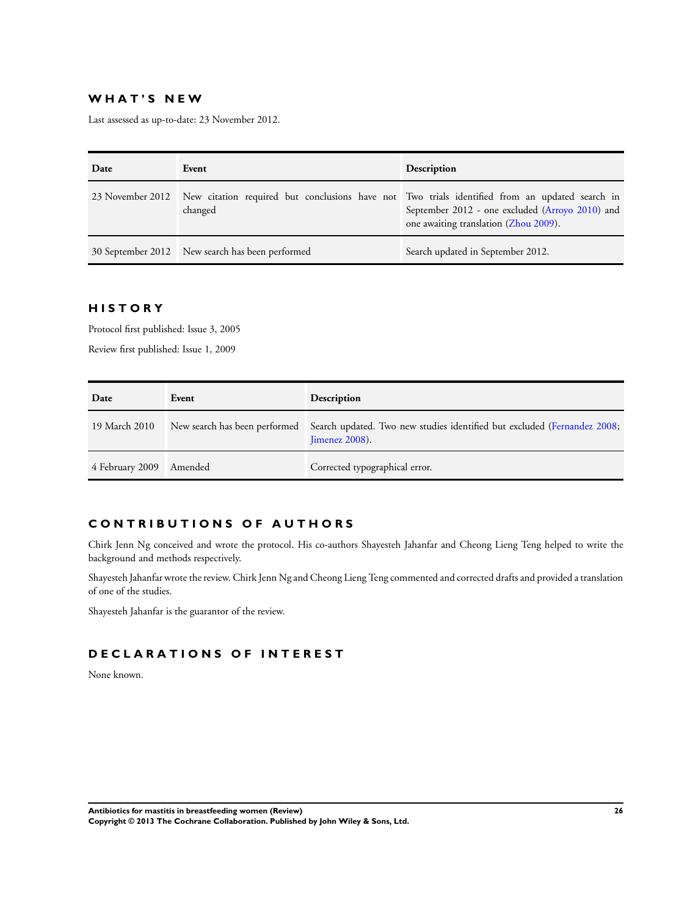## WHAT'S NEW

Last assessed as up-to-date: 23 November 2012.

| Date | Event | Description |
|---|---|---|
| 23 November 2012 | New citation required but conclusions have not changed | Two trials identified from an updated search in September 2012 - one excluded (Arroyo 2010) and one awaiting translation (Zhou 2009). |
| 30 September 2012 | New search has been performed | Search updated in September 2012. |

## HISTORY

Protocol first published: Issue 3, 2005

Review first published: Issue 1, 2009

| Date | Event | Description |
|---|---|---|
| 19 March 2010 | New search has been performed | Search updated. Two new studies identified but excluded (Fernandez 2008; Jimenez 2008). |
| 4 February 2009 | Amended | Corrected typographical error. |

## CONTRIBUTIONS OF AUTHORS

Chirk Jenn Ng conceived and wrote the protocol. His co-authors Shayesteh Jahanfar and Cheong Lieng Teng helped to write the background and methods respectively.

Shayesteh Jahanfar wrote the review. Chirk Jenn Ng and Cheong Lieng Teng commented and corrected drafts and provided a translation of one of the studies.

Shayesteh Jahanfar is the guarantor of the review.

## DECLARATIONS OF INTEREST

None known.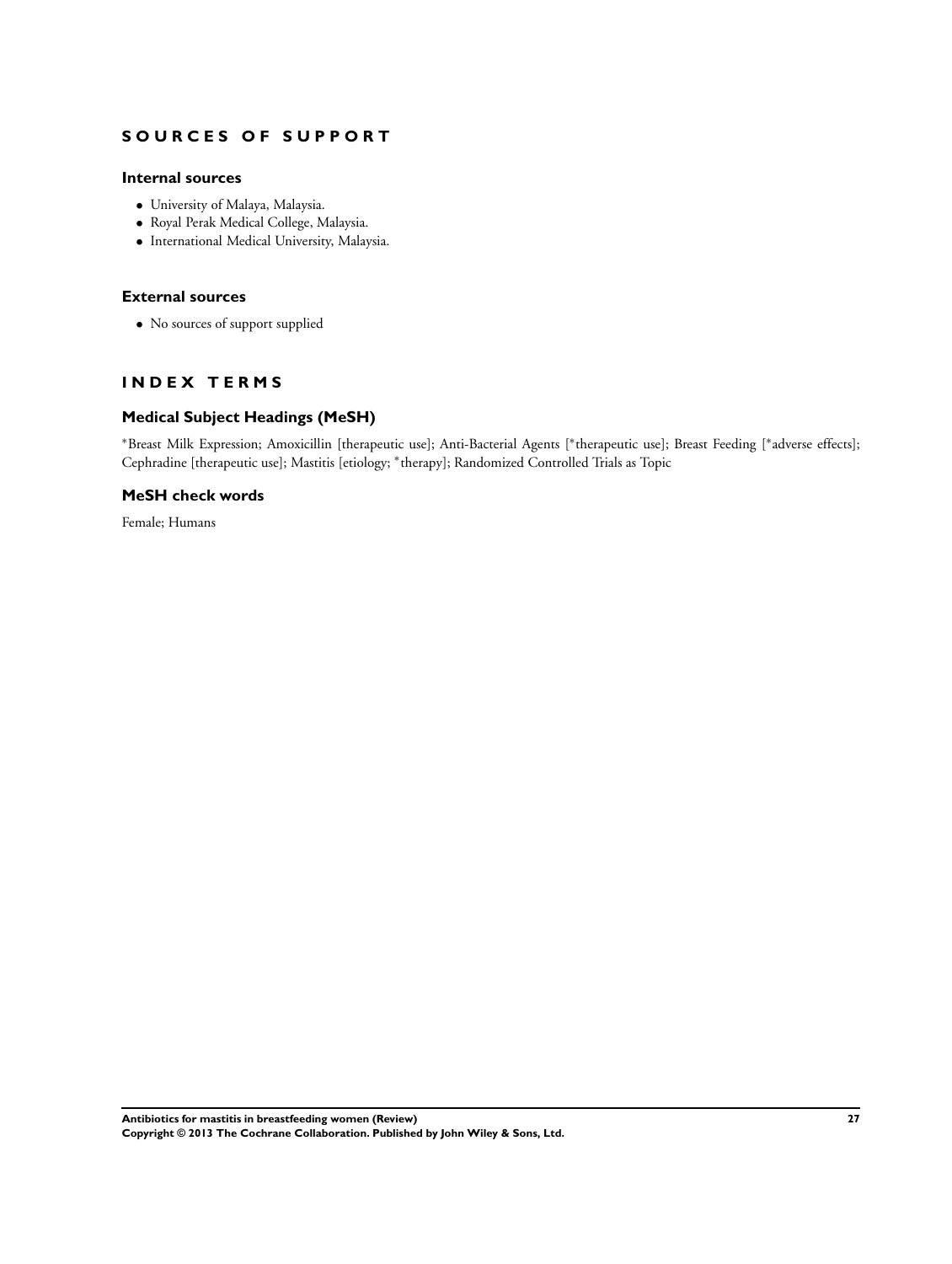# SOURCES OF SUPPORT

## Internal sources

- University of Malaya, Malaysia.
- Royal Perak Medical College, Malaysia.
- International Medical University, Malaysia.

## External sources

- No sources of support supplied

# INDEX TERMS

## Medical Subject Headings (MeSH)

*Breast Milk Expression; Amoxicillin [therapeutic use]; Anti-Bacterial Agents [*therapeutic use]; Breast Feeding [*adverse effects]; Cephradine [therapeutic use]; Mastitis [etiology; *therapy]; Randomized Controlled Trials as Topic

## MeSH check words

Female; Humans